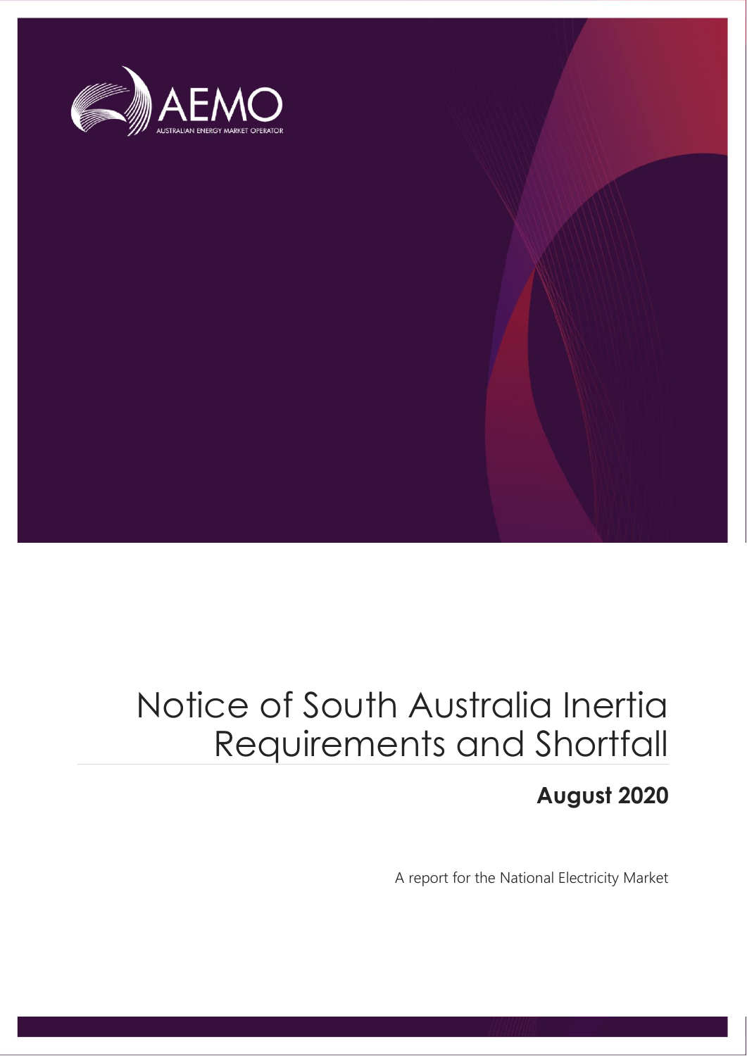AEMO

AUSTRALIAN ENERGY MARKET OPERATOR

# Notice of South Australia Inertia Requirements and Shortfall

**August 2020**

A report for the National Electricity Market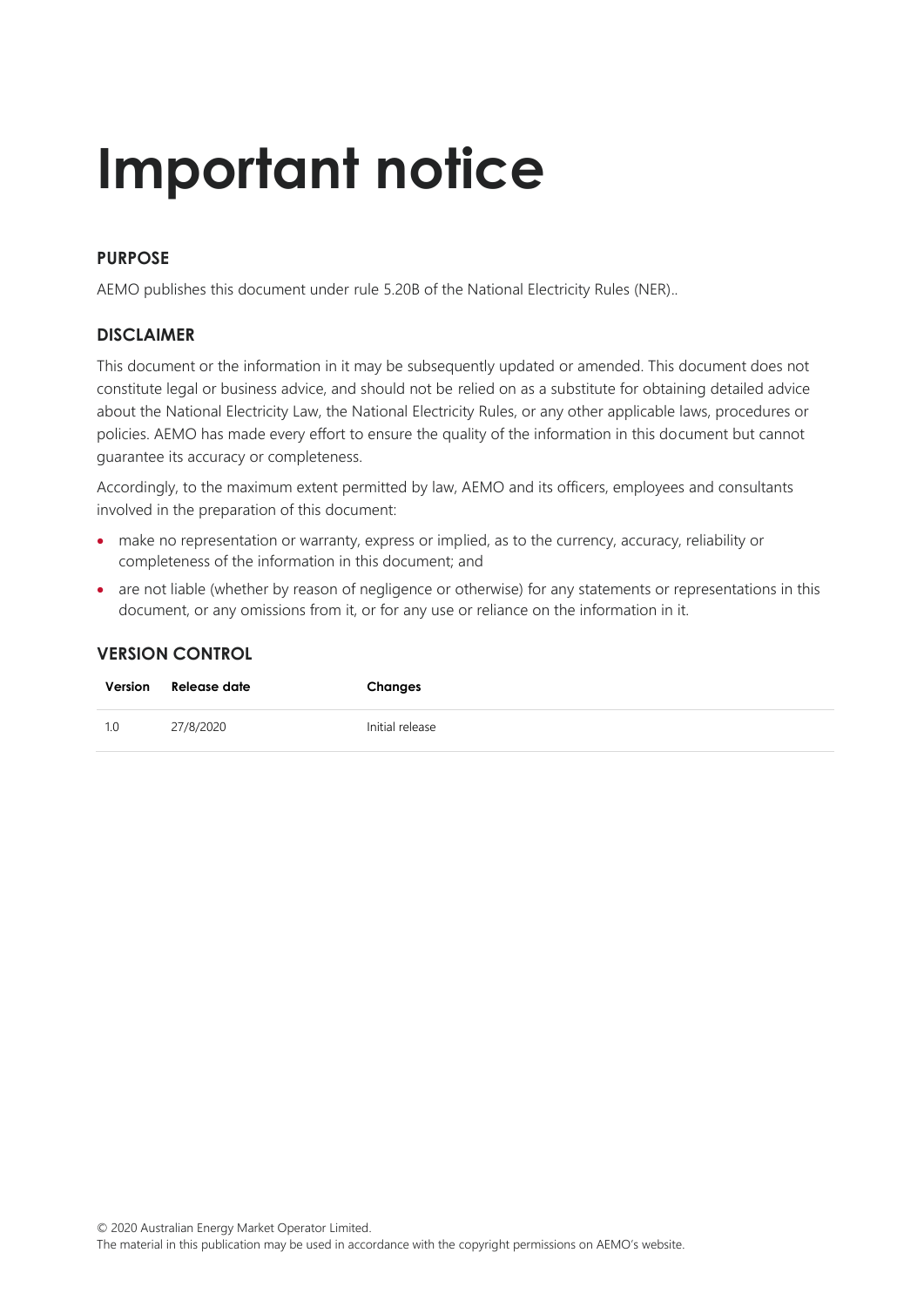# Important notice

## PURPOSE

AEMO publishes this document under rule 5.20B of the National Electricity Rules (NER)..

## DISCLAIMER

This document or the information in it may be subsequently updated or amended. This document does not constitute legal or business advice, and should not be relied on as a substitute for obtaining detailed advice about the National Electricity Law, the National Electricity Rules, or any other applicable laws, procedures or policies. AEMO has made every effort to ensure the quality of the information in this document but cannot guarantee its accuracy or completeness.

Accordingly, to the maximum extent permitted by law, AEMO and its officers, employees and consultants involved in the preparation of this document:

- make no representation or warranty, express or implied, as to the currency, accuracy, reliability or completeness of the information in this document; and
- are not liable (whether by reason of negligence or otherwise) for any statements or representations in this document, or any omissions from it, or for any use or reliance on the information in it.

## VERSION CONTROL

| Version | Release date | Changes |
|---|---|---|
| 1.0 | 27/8/2020 | Initial release |

© 2020 Australian Energy Market Operator Limited.
The material in this publication may be used in accordance with the copyright permissions on AEMO's website.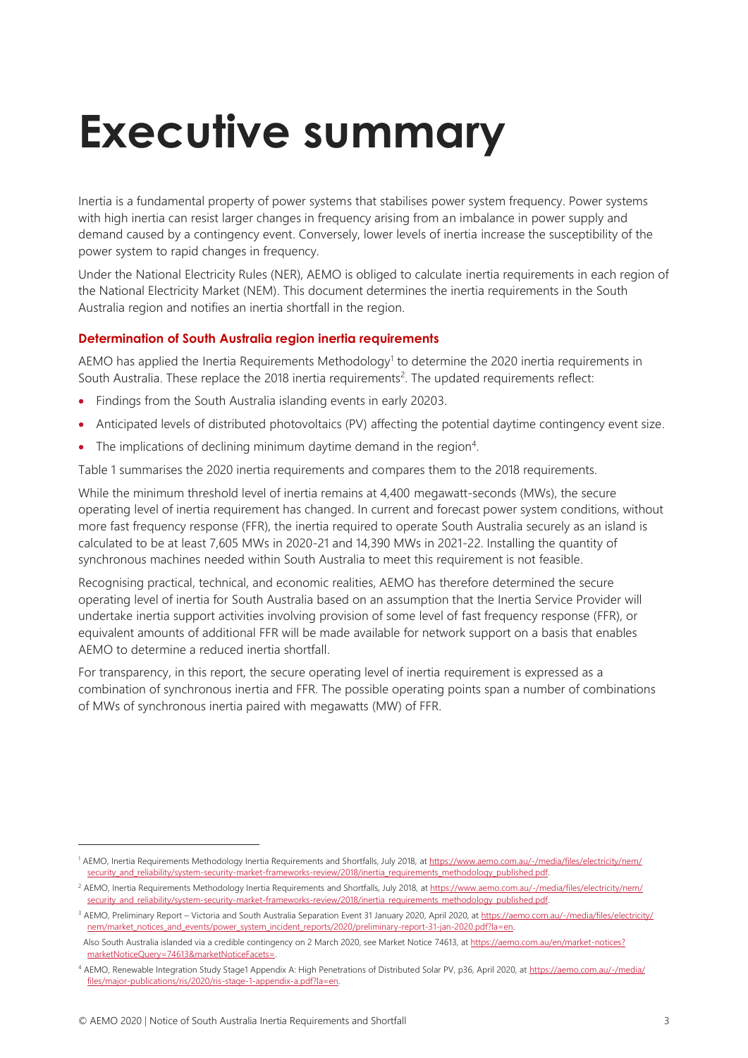# Executive summary

Inertia is a fundamental property of power systems that stabilises power system frequency. Power systems with high inertia can resist larger changes in frequency arising from an imbalance in power supply and demand caused by a contingency event. Conversely, lower levels of inertia increase the susceptibility of the power system to rapid changes in frequency.

Under the National Electricity Rules (NER), AEMO is obliged to calculate inertia requirements in each region of the National Electricity Market (NEM). This document determines the inertia requirements in the South Australia region and notifies an inertia shortfall in the region.

### Determination of South Australia region inertia requirements

AEMO has applied the Inertia Requirements Methodology[1] to determine the 2020 inertia requirements in South Australia. These replace the 2018 inertia requirements[2]. The updated requirements reflect:

- Findings from the South Australia islanding events in early 20203.
- Anticipated levels of distributed photovoltaics (PV) affecting the potential daytime contingency event size.
- The implications of declining minimum daytime demand in the region[4].

Table 1 summarises the 2020 inertia requirements and compares them to the 2018 requirements.

While the minimum threshold level of inertia remains at 4,400 megawatt-seconds (MWs), the secure operating level of inertia requirement has changed. In current and forecast power system conditions, without more fast frequency response (FFR), the inertia required to operate South Australia securely as an island is calculated to be at least 7,605 MWs in 2020-21 and 14,390 MWs in 2021-22. Installing the quantity of synchronous machines needed within South Australia to meet this requirement is not feasible.

Recognising practical, technical, and economic realities, AEMO has therefore determined the secure operating level of inertia for South Australia based on an assumption that the Inertia Service Provider will undertake inertia support activities involving provision of some level of fast frequency response (FFR), or equivalent amounts of additional FFR will be made available for network support on a basis that enables AEMO to determine a reduced inertia shortfall.

For transparency, in this report, the secure operating level of inertia requirement is expressed as a combination of synchronous inertia and FFR. The possible operating points span a number of combinations of MWs of synchronous inertia paired with megawatts (MW) of FFR.

---

[1] AEMO, Inertia Requirements Methodology Inertia Requirements and Shortfalls, July 2018, at https://www.aemo.com.au/-/media/files/electricity/nem/security_and_reliability/system-security-market-frameworks-review/2018/inertia_requirements_methodology_published.pdf.

[2] AEMO, Inertia Requirements Methodology Inertia Requirements and Shortfalls, July 2018, at https://www.aemo.com.au/-/media/files/electricity/nem/security_and_reliability/system-security-market-frameworks-review/2018/inertia_requirements_methodology_published.pdf.

[3] AEMO, Preliminary Report – Victoria and South Australia Separation Event 31 January 2020, April 2020, at https://aemo.com.au/-/media/files/electricity/nem/market_notices_and_events/power_system_incident_reports/2020/preliminary-report-31-jan-2020.pdf?la=en.

Also South Australia islanded via a credible contingency on 2 March 2020, see Market Notice 74613, at https://aemo.com.au/en/market-notices?marketNoticeQuery=74613&marketNoticeFacets=.

[4] AEMO, Renewable Integration Study Stage1 Appendix A: High Penetrations of Distributed Solar PV, p36, April 2020, at https://aemo.com.au/-/media/files/major-publications/ris/2020/ris-stage-1-appendix-a.pdf?la=en.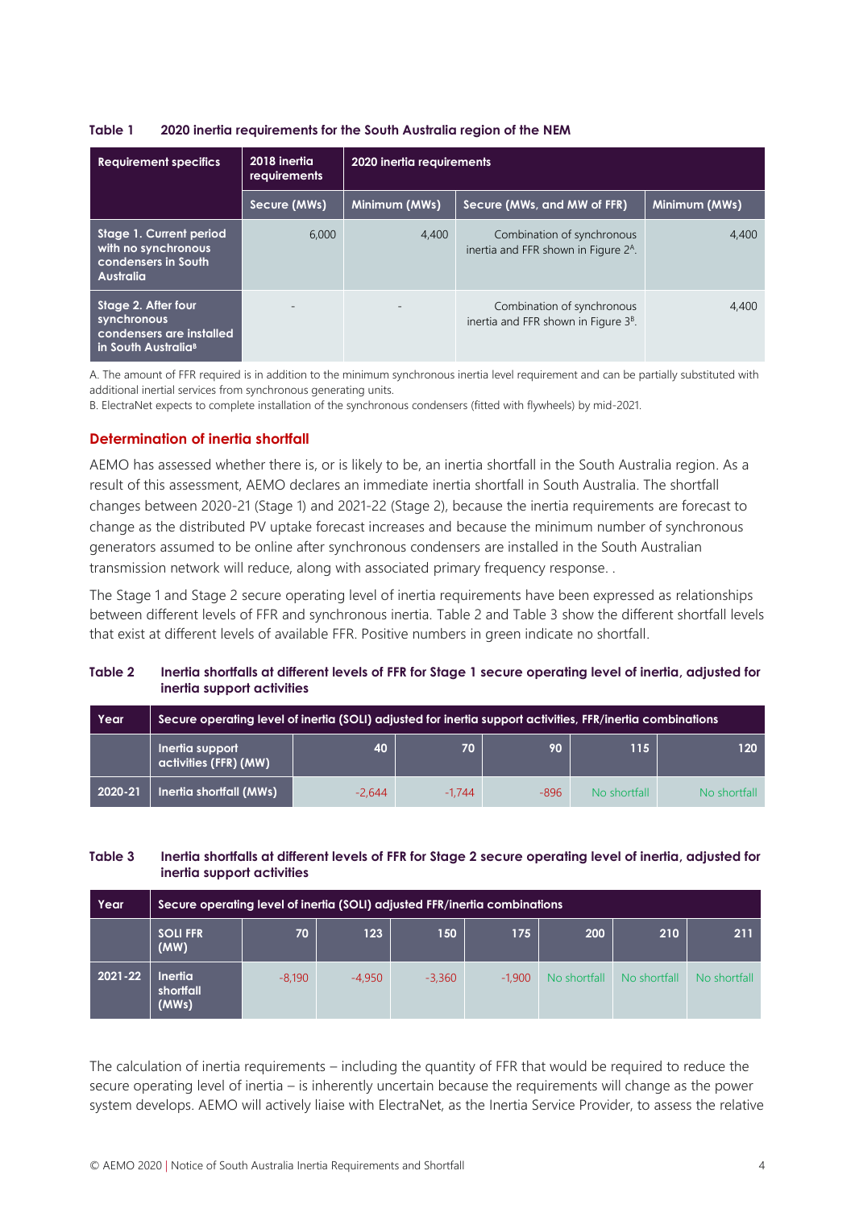**Table 1 2020 inertia requirements for the South Australia region of the NEM**

| Requirement specifics | 2018 inertia requirements | 2020 inertia requirements | | |
|---|---|---|---|---|
| | Secure (MWs) | Minimum (MWs) | Secure (MWs, and MW of FFR) | Minimum (MWs) |
| Stage 1. Current period with no synchronous condensers in South Australia | 6,000 | 4,400 | Combination of synchronous inertia and FFR shown in Figure 2[A]. | 4,400 |
| Stage 2. After four synchronous condensers are installed in South Australia[B] | - | - | Combination of synchronous inertia and FFR shown in Figure 3[B]. | 4,400 |

A. The amount of FFR required is in addition to the minimum synchronous inertia level requirement and can be partially substituted with additional inertial services from synchronous generating units.
B. ElectraNet expects to complete installation of the synchronous condensers (fitted with flywheels) by mid-2021.

## Determination of inertia shortfall

AEMO has assessed whether there is, or is likely to be, an inertia shortfall in the South Australia region. As a result of this assessment, AEMO declares an immediate inertia shortfall in South Australia. The shortfall changes between 2020-21 (Stage 1) and 2021-22 (Stage 2), because the inertia requirements are forecast to change as the distributed PV uptake forecast increases and because the minimum number of synchronous generators assumed to be online after synchronous condensers are installed in the South Australian transmission network will reduce, along with associated primary frequency response. .

The Stage 1 and Stage 2 secure operating level of inertia requirements have been expressed as relationships between different levels of FFR and synchronous inertia. Table 2 and Table 3 show the different shortfall levels that exist at different levels of available FFR. Positive numbers in green indicate no shortfall.

**Table 2 Inertia shortfalls at different levels of FFR for Stage 1 secure operating level of inertia, adjusted for inertia support activities**

| Year | Secure operating level of inertia (SOLI) adjusted for inertia support activities, FFR/inertia combinations | | | | | |
|---|---|---|---|---|---|---|
| | Inertia support activities (FFR) (MW) | 40 | 70 | 90 | 115 | 120 |
| 2020-21 | Inertia shortfall (MWs) | -2,644 | -1,744 | -896 | No shortfall | No shortfall |

**Table 3 Inertia shortfalls at different levels of FFR for Stage 2 secure operating level of inertia, adjusted for inertia support activities**

| Year | Secure operating level of inertia (SOLI) adjusted FFR/inertia combinations | | | | | | | |
|---|---|---|---|---|---|---|---|---|
| | SOLI FFR (MW) | 70 | 123 | 150 | 175 | 200 | 210 | 211 |
| 2021-22 | Inertia shortfall (MWs) | -8,190 | -4,950 | -3,360 | -1,900 | No shortfall | No shortfall | No shortfall |

The calculation of inertia requirements – including the quantity of FFR that would be required to reduce the secure operating level of inertia – is inherently uncertain because the requirements will change as the power system develops. AEMO will actively liaise with ElectraNet, as the Inertia Service Provider, to assess the relative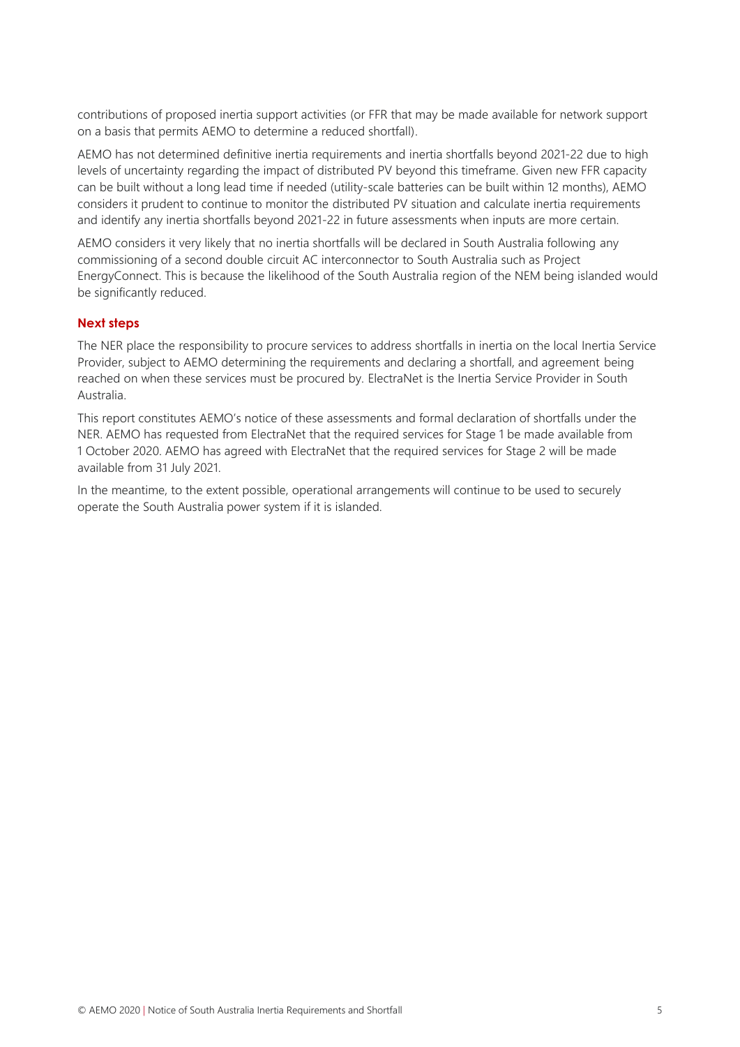contributions of proposed inertia support activities (or FFR that may be made available for network support on a basis that permits AEMO to determine a reduced shortfall).

AEMO has not determined definitive inertia requirements and inertia shortfalls beyond 2021-22 due to high levels of uncertainty regarding the impact of distributed PV beyond this timeframe. Given new FFR capacity can be built without a long lead time if needed (utility-scale batteries can be built within 12 months), AEMO considers it prudent to continue to monitor the distributed PV situation and calculate inertia requirements and identify any inertia shortfalls beyond 2021-22 in future assessments when inputs are more certain.

AEMO considers it very likely that no inertia shortfalls will be declared in South Australia following any commissioning of a second double circuit AC interconnector to South Australia such as Project EnergyConnect. This is because the likelihood of the South Australia region of the NEM being islanded would be significantly reduced.

#### Next steps

The NER place the responsibility to procure services to address shortfalls in inertia on the local Inertia Service Provider, subject to AEMO determining the requirements and declaring a shortfall, and agreement being reached on when these services must be procured by. ElectraNet is the Inertia Service Provider in South Australia.

This report constitutes AEMO's notice of these assessments and formal declaration of shortfalls under the NER. AEMO has requested from ElectraNet that the required services for Stage 1 be made available from 1 October 2020. AEMO has agreed with ElectraNet that the required services for Stage 2 will be made available from 31 July 2021.

In the meantime, to the extent possible, operational arrangements will continue to be used to securely operate the South Australia power system if it is islanded.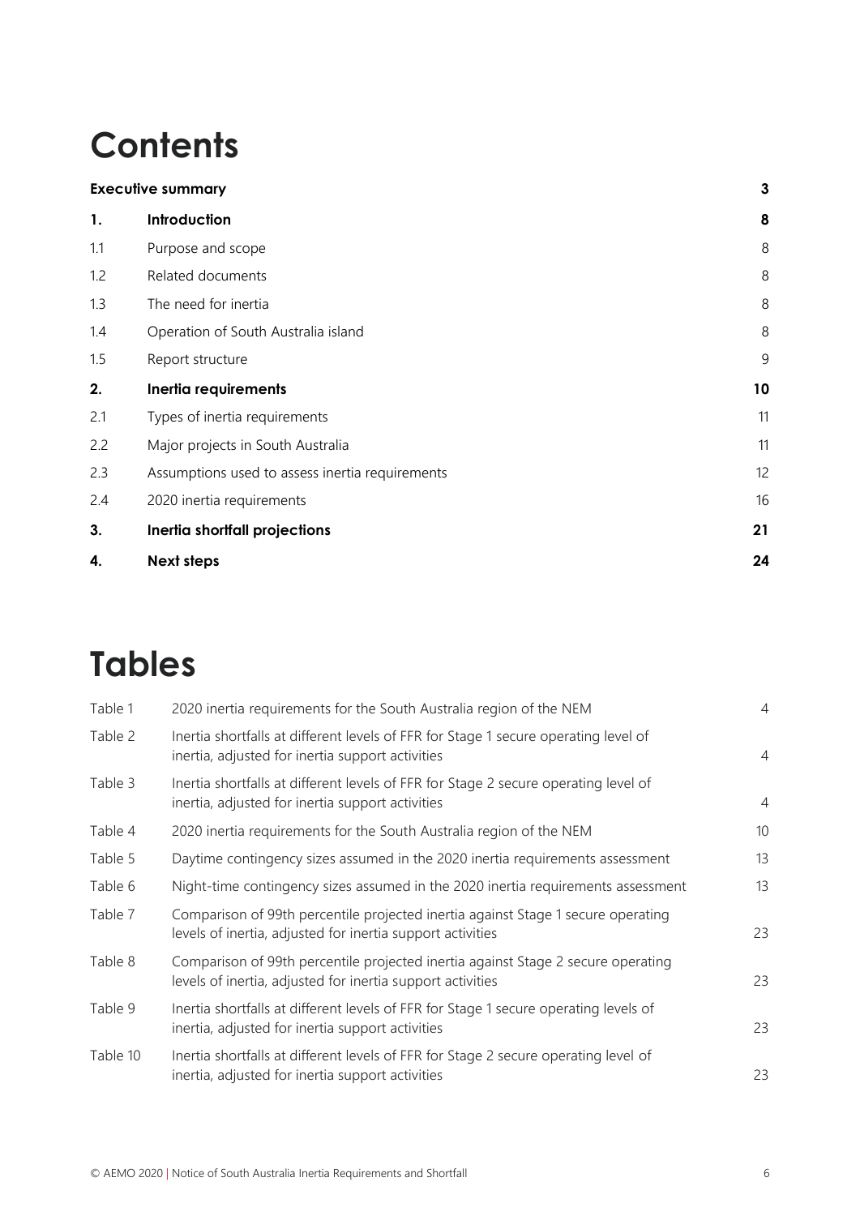# Contents

| | | |
|---|---|---|
| **Executive summary** | | **3** |
| **1.** | **Introduction** | **8** |
| 1.1 | Purpose and scope | 8 |
| 1.2 | Related documents | 8 |
| 1.3 | The need for inertia | 8 |
| 1.4 | Operation of South Australia island | 8 |
| 1.5 | Report structure | 9 |
| **2.** | **Inertia requirements** | **10** |
| 2.1 | Types of inertia requirements | 11 |
| 2.2 | Major projects in South Australia | 11 |
| 2.3 | Assumptions used to assess inertia requirements | 12 |
| 2.4 | 2020 inertia requirements | 16 |
| **3.** | **Inertia shortfall projections** | **21** |
| **4.** | **Next steps** | **24** |

# Tables

| | | |
|---|---|---|
| Table 1 | 2020 inertia requirements for the South Australia region of the NEM | 4 |
| Table 2 | Inertia shortfalls at different levels of FFR for Stage 1 secure operating level of inertia, adjusted for inertia support activities | 4 |
| Table 3 | Inertia shortfalls at different levels of FFR for Stage 2 secure operating level of inertia, adjusted for inertia support activities | 4 |
| Table 4 | 2020 inertia requirements for the South Australia region of the NEM | 10 |
| Table 5 | Daytime contingency sizes assumed in the 2020 inertia requirements assessment | 13 |
| Table 6 | Night-time contingency sizes assumed in the 2020 inertia requirements assessment | 13 |
| Table 7 | Comparison of 99th percentile projected inertia against Stage 1 secure operating levels of inertia, adjusted for inertia support activities | 23 |
| Table 8 | Comparison of 99th percentile projected inertia against Stage 2 secure operating levels of inertia, adjusted for inertia support activities | 23 |
| Table 9 | Inertia shortfalls at different levels of FFR for Stage 1 secure operating levels of inertia, adjusted for inertia support activities | 23 |
| Table 10 | Inertia shortfalls at different levels of FFR for Stage 2 secure operating level of inertia, adjusted for inertia support activities | 23 |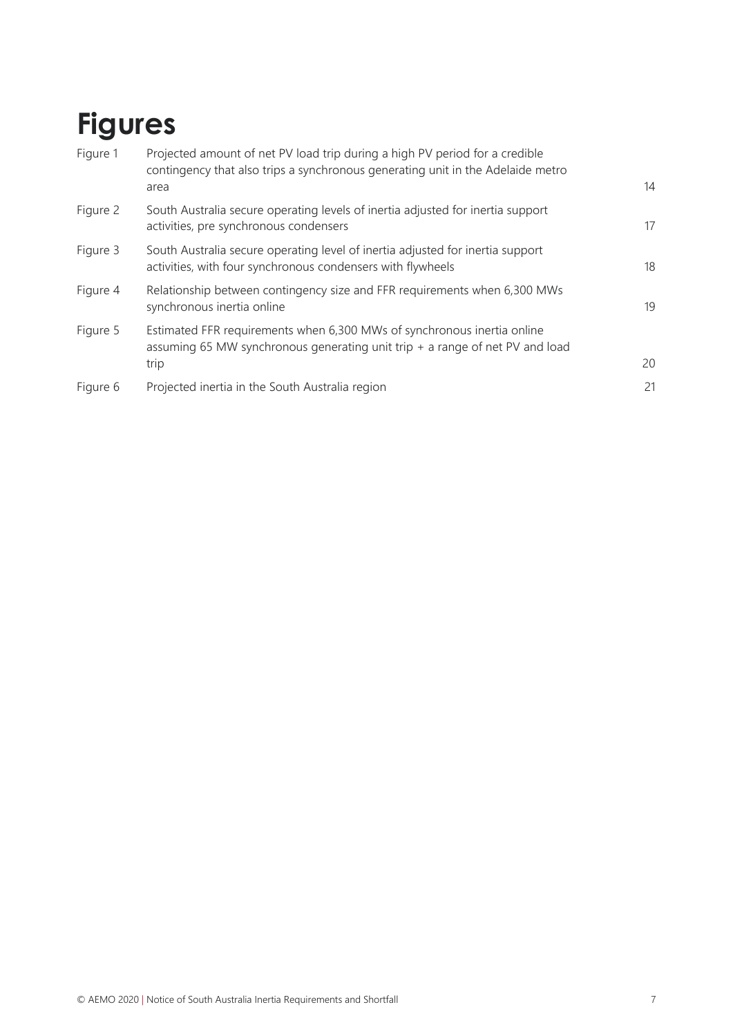# Figures

| | | |
|---|---|---|
| Figure 1 | Projected amount of net PV load trip during a high PV period for a credible contingency that also trips a synchronous generating unit in the Adelaide metro area | 14 |
| Figure 2 | South Australia secure operating levels of inertia adjusted for inertia support activities, pre synchronous condensers | 17 |
| Figure 3 | South Australia secure operating level of inertia adjusted for inertia support activities, with four synchronous condensers with flywheels | 18 |
| Figure 4 | Relationship between contingency size and FFR requirements when 6,300 MWs synchronous inertia online | 19 |
| Figure 5 | Estimated FFR requirements when 6,300 MWs of synchronous inertia online assuming 65 MW synchronous generating unit trip + a range of net PV and load trip | 20 |
| Figure 6 | Projected inertia in the South Australia region | 21 |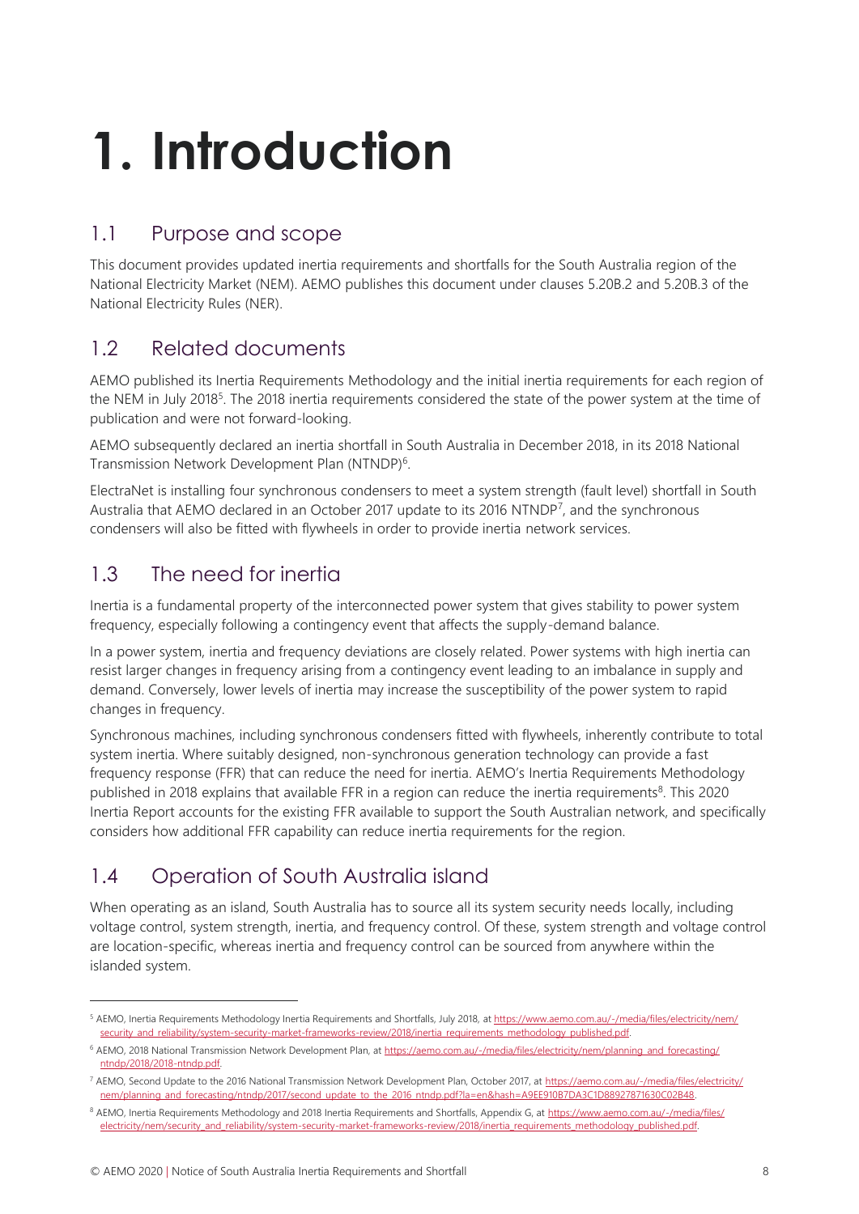# 1. Introduction

## 1.1 Purpose and scope

This document provides updated inertia requirements and shortfalls for the South Australia region of the National Electricity Market (NEM). AEMO publishes this document under clauses 5.20B.2 and 5.20B.3 of the National Electricity Rules (NER).

## 1.2 Related documents

AEMO published its Inertia Requirements Methodology and the initial inertia requirements for each region of the NEM in July 2018[5]. The 2018 inertia requirements considered the state of the power system at the time of publication and were not forward-looking.

AEMO subsequently declared an inertia shortfall in South Australia in December 2018, in its 2018 National Transmission Network Development Plan (NTNDP)[6].

ElectraNet is installing four synchronous condensers to meet a system strength (fault level) shortfall in South Australia that AEMO declared in an October 2017 update to its 2016 NTNDP[7], and the synchronous condensers will also be fitted with flywheels in order to provide inertia network services.

## 1.3 The need for inertia

Inertia is a fundamental property of the interconnected power system that gives stability to power system frequency, especially following a contingency event that affects the supply-demand balance.

In a power system, inertia and frequency deviations are closely related. Power systems with high inertia can resist larger changes in frequency arising from a contingency event leading to an imbalance in supply and demand. Conversely, lower levels of inertia may increase the susceptibility of the power system to rapid changes in frequency.

Synchronous machines, including synchronous condensers fitted with flywheels, inherently contribute to total system inertia. Where suitably designed, non-synchronous generation technology can provide a fast frequency response (FFR) that can reduce the need for inertia. AEMO's Inertia Requirements Methodology published in 2018 explains that available FFR in a region can reduce the inertia requirements[8]. This 2020 Inertia Report accounts for the existing FFR available to support the South Australian network, and specifically considers how additional FFR capability can reduce inertia requirements for the region.

## 1.4 Operation of South Australia island

When operating as an island, South Australia has to source all its system security needs locally, including voltage control, system strength, inertia, and frequency control. Of these, system strength and voltage control are location-specific, whereas inertia and frequency control can be sourced from anywhere within the islanded system.

---

[5] AEMO, Inertia Requirements Methodology Inertia Requirements and Shortfalls, July 2018, at https://www.aemo.com.au/-/media/files/electricity/nem/security_and_reliability/system-security-market-frameworks-review/2018/inertia_requirements_methodology_published.pdf.

[6] AEMO, 2018 National Transmission Network Development Plan, at https://aemo.com.au/-/media/files/electricity/nem/planning_and_forecasting/ntndp/2018/2018-ntndp.pdf.

[7] AEMO, Second Update to the 2016 National Transmission Network Development Plan, October 2017, at https://aemo.com.au/-/media/files/electricity/nem/planning_and_forecasting/ntndp/2017/second_update_to_the_2016_ntndp.pdf?la=en&hash=A9EE910B7DA3C1D88927871630C02B48.

[8] AEMO, Inertia Requirements Methodology and 2018 Inertia Requirements and Shortfalls, Appendix G, at https://www.aemo.com.au/-/media/files/electricity/nem/security_and_reliability/system-security-market-frameworks-review/2018/inertia_requirements_methodology_published.pdf.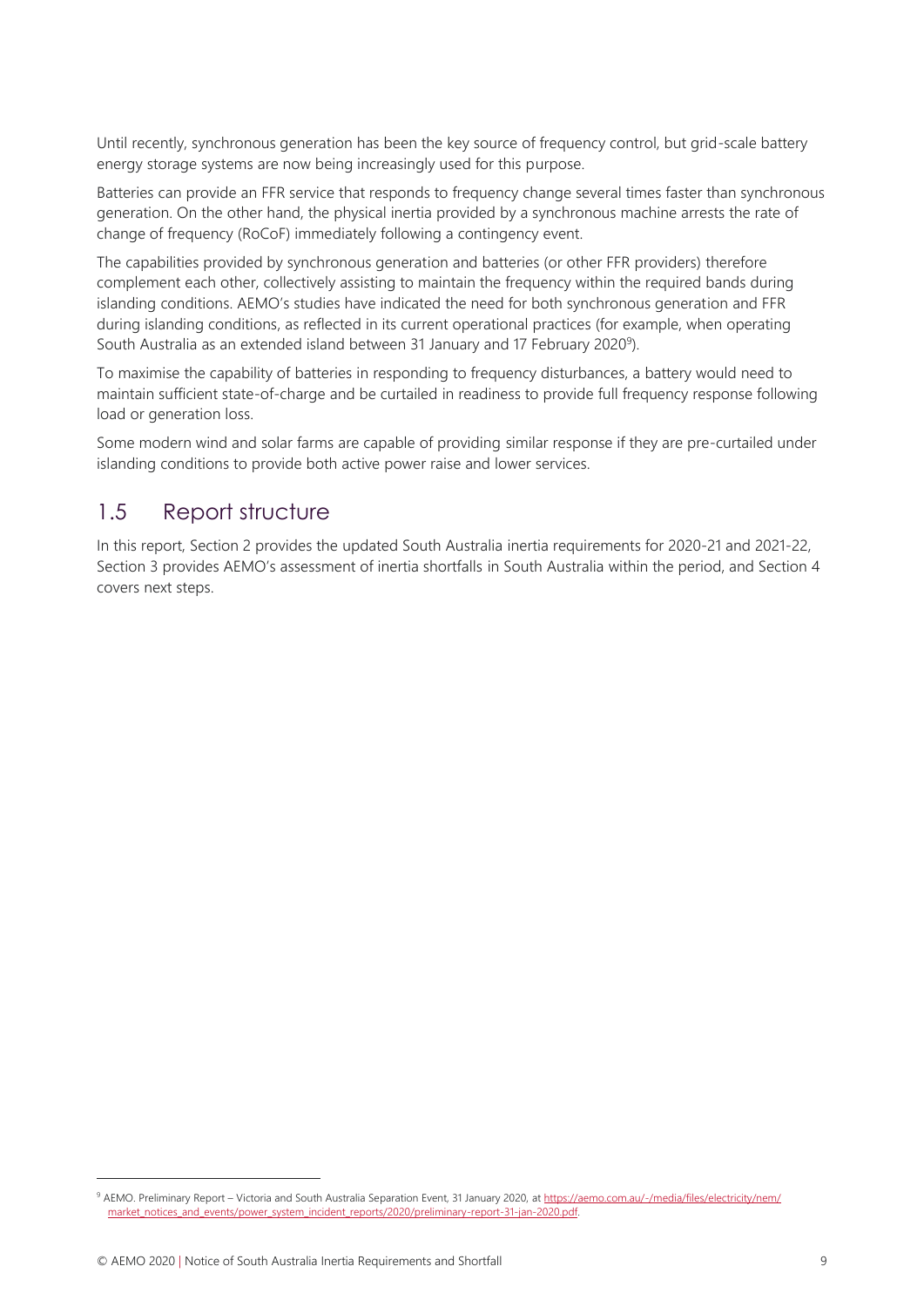Until recently, synchronous generation has been the key source of frequency control, but grid-scale battery energy storage systems are now being increasingly used for this purpose.

Batteries can provide an FFR service that responds to frequency change several times faster than synchronous generation. On the other hand, the physical inertia provided by a synchronous machine arrests the rate of change of frequency (RoCoF) immediately following a contingency event.

The capabilities provided by synchronous generation and batteries (or other FFR providers) therefore complement each other, collectively assisting to maintain the frequency within the required bands during islanding conditions. AEMO's studies have indicated the need for both synchronous generation and FFR during islanding conditions, as reflected in its current operational practices (for example, when operating South Australia as an extended island between 31 January and 17 February 2020[9]).

To maximise the capability of batteries in responding to frequency disturbances, a battery would need to maintain sufficient state-of-charge and be curtailed in readiness to provide full frequency response following load or generation loss.

Some modern wind and solar farms are capable of providing similar response if they are pre-curtailed under islanding conditions to provide both active power raise and lower services.

## 1.5 Report structure

In this report, Section 2 provides the updated South Australia inertia requirements for 2020-21 and 2021-22, Section 3 provides AEMO's assessment of inertia shortfalls in South Australia within the period, and Section 4 covers next steps.

---

[9] AEMO. Preliminary Report – Victoria and South Australia Separation Event, 31 January 2020, at https://aemo.com.au/-/media/files/electricity/nem/market_notices_and_events/power_system_incident_reports/2020/preliminary-report-31-jan-2020.pdf.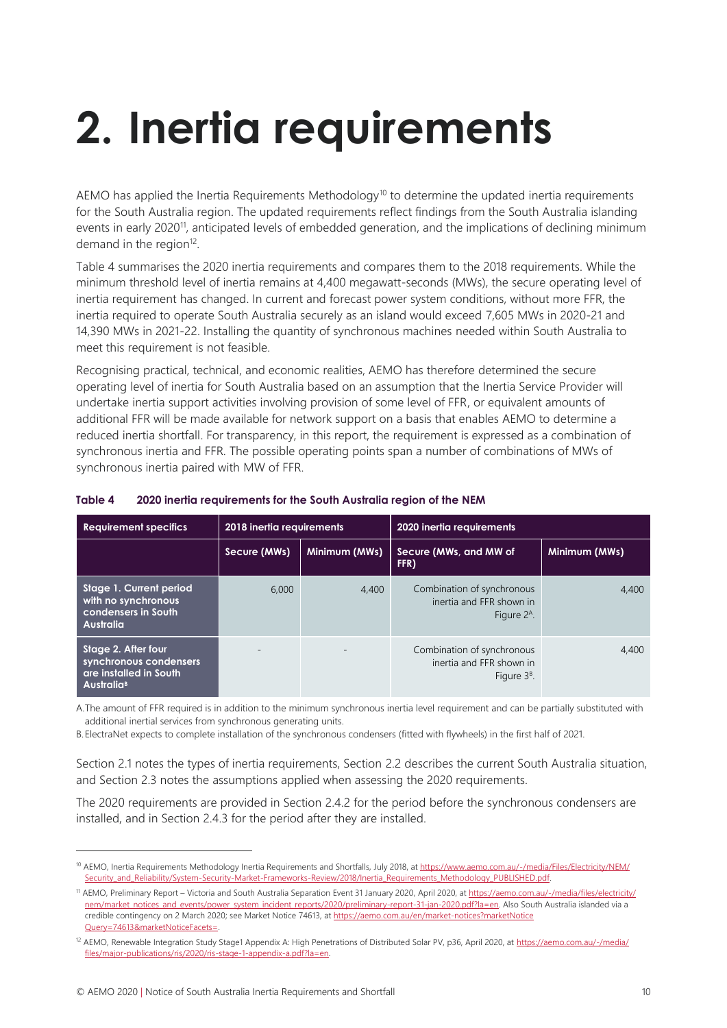# 2. Inertia requirements

AEMO has applied the Inertia Requirements Methodology[10] to determine the updated inertia requirements for the South Australia region. The updated requirements reflect findings from the South Australia islanding events in early 2020[11], anticipated levels of embedded generation, and the implications of declining minimum demand in the region[12].

Table 4 summarises the 2020 inertia requirements and compares them to the 2018 requirements. While the minimum threshold level of inertia remains at 4,400 megawatt-seconds (MWs), the secure operating level of inertia requirement has changed. In current and forecast power system conditions, without more FFR, the inertia required to operate South Australia securely as an island would exceed 7,605 MWs in 2020-21 and 14,390 MWs in 2021-22. Installing the quantity of synchronous machines needed within South Australia to meet this requirement is not feasible.

Recognising practical, technical, and economic realities, AEMO has therefore determined the secure operating level of inertia for South Australia based on an assumption that the Inertia Service Provider will undertake inertia support activities involving provision of some level of FFR, or equivalent amounts of additional FFR will be made available for network support on a basis that enables AEMO to determine a reduced inertia shortfall. For transparency, in this report, the requirement is expressed as a combination of synchronous inertia and FFR. The possible operating points span a number of combinations of MWs of synchronous inertia paired with MW of FFR.

**Table 4 2020 inertia requirements for the South Australia region of the NEM**

| Requirement specifics | 2018 inertia requirements | | 2020 inertia requirements | |
|---|---|---|---|---|
| | Secure (MWs) | Minimum (MWs) | Secure (MWs, and MW of FFR) | Minimum (MWs) |
| Stage 1. Current period with no synchronous condensers in South Australia | 6,000 | 4,400 | Combination of synchronous inertia and FFR shown in Figure 2[A]. | 4,400 |
| Stage 2. After four synchronous condensers are installed in South Australia[B] | - | - | Combination of synchronous inertia and FFR shown in Figure 3[B]. | 4,400 |

A. The amount of FFR required is in addition to the minimum synchronous inertia level requirement and can be partially substituted with additional inertial services from synchronous generating units.

B. ElectraNet expects to complete installation of the synchronous condensers (fitted with flywheels) in the first half of 2021.

Section 2.1 notes the types of inertia requirements, Section 2.2 describes the current South Australia situation, and Section 2.3 notes the assumptions applied when assessing the 2020 requirements.

The 2020 requirements are provided in Section 2.4.2 for the period before the synchronous condensers are installed, and in Section 2.4.3 for the period after they are installed.

---

[10] AEMO, Inertia Requirements Methodology Inertia Requirements and Shortfalls, July 2018, at https://www.aemo.com.au/-/media/Files/Electricity/NEM/Security_and_Reliability/System-Security-Market-Frameworks-Review/2018/Inertia_Requirements_Methodology_PUBLISHED.pdf.

[11] AEMO, Preliminary Report – Victoria and South Australia Separation Event 31 January 2020, April 2020, at https://aemo.com.au/-/media/files/electricity/nem/market_notices_and_events/power_system_incident_reports/2020/preliminary-report-31-jan-2020.pdf?la=en. Also South Australia islanded via a credible contingency on 2 March 2020; see Market Notice 74613, at https://aemo.com.au/en/market-notices?marketNoticeQuery=74613&marketNoticeFacets=.

[12] AEMO, Renewable Integration Study Stage1 Appendix A: High Penetrations of Distributed Solar PV, p36, April 2020, at https://aemo.com.au/-/media/files/major-publications/ris/2020/ris-stage-1-appendix-a.pdf?la=en.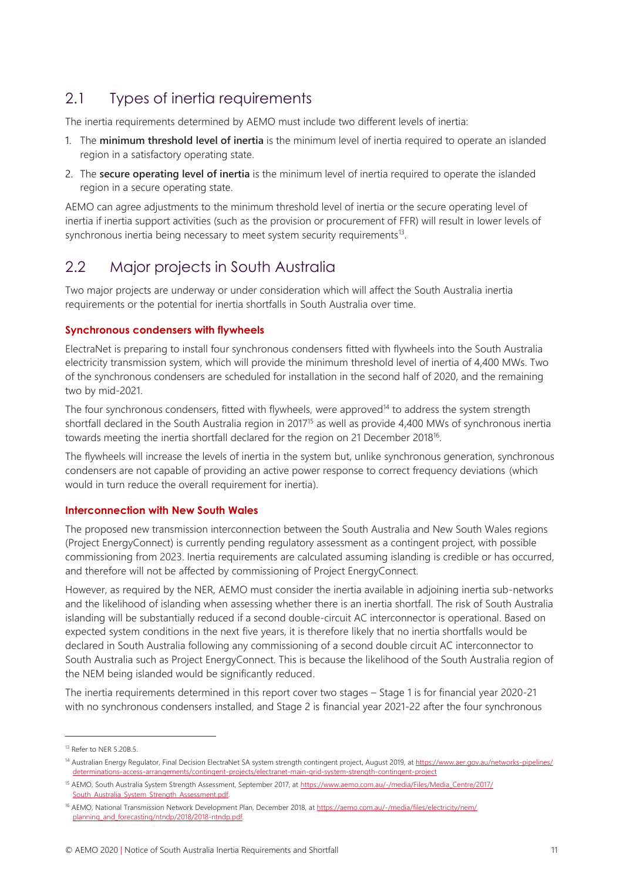## 2.1 Types of inertia requirements

The inertia requirements determined by AEMO must include two different levels of inertia:

1. The **minimum threshold level of inertia** is the minimum level of inertia required to operate an islanded region in a satisfactory operating state.
2. The **secure operating level of inertia** is the minimum level of inertia required to operate the islanded region in a secure operating state.

AEMO can agree adjustments to the minimum threshold level of inertia or the secure operating level of inertia if inertia support activities (such as the provision or procurement of FFR) will result in lower levels of synchronous inertia being necessary to meet system security requirements[13].

## 2.2 Major projects in South Australia

Two major projects are underway or under consideration which will affect the South Australia inertia requirements or the potential for inertia shortfalls in South Australia over time.

### Synchronous condensers with flywheels

ElectraNet is preparing to install four synchronous condensers fitted with flywheels into the South Australia electricity transmission system, which will provide the minimum threshold level of inertia of 4,400 MWs. Two of the synchronous condensers are scheduled for installation in the second half of 2020, and the remaining two by mid-2021.

The four synchronous condensers, fitted with flywheels, were approved[14] to address the system strength shortfall declared in the South Australia region in 2017[15] as well as provide 4,400 MWs of synchronous inertia towards meeting the inertia shortfall declared for the region on 21 December 2018[16].

The flywheels will increase the levels of inertia in the system but, unlike synchronous generation, synchronous condensers are not capable of providing an active power response to correct frequency deviations (which would in turn reduce the overall requirement for inertia).

### Interconnection with New South Wales

The proposed new transmission interconnection between the South Australia and New South Wales regions (Project EnergyConnect) is currently pending regulatory assessment as a contingent project, with possible commissioning from 2023. Inertia requirements are calculated assuming islanding is credible or has occurred, and therefore will not be affected by commissioning of Project EnergyConnect.

However, as required by the NER, AEMO must consider the inertia available in adjoining inertia sub-networks and the likelihood of islanding when assessing whether there is an inertia shortfall. The risk of South Australia islanding will be substantially reduced if a second double-circuit AC interconnector is operational. Based on expected system conditions in the next five years, it is therefore likely that no inertia shortfalls would be declared in South Australia following any commissioning of a second double circuit AC interconnector to South Australia such as Project EnergyConnect. This is because the likelihood of the South Australia region of the NEM being islanded would be significantly reduced.

The inertia requirements determined in this report cover two stages – Stage 1 is for financial year 2020-21 with no synchronous condensers installed, and Stage 2 is financial year 2021-22 after the four synchronous

---

[13] Refer to NER 5.20B.5.

[14] Australian Energy Regulator, Final Decision ElectraNet SA system strength contingent project, August 2019, at https://www.aer.gov.au/networks-pipelines/determinations-access-arrangements/contingent-projects/electranet-main-grid-system-strength-contingent-project

[15] AEMO, South Australia System Strength Assessment, September 2017, at https://www.aemo.com.au/-/media/Files/Media_Centre/2017/South_Australia_System_Strength_Assessment.pdf.

[16] AEMO, National Transmission Network Development Plan, December 2018, at https://aemo.com.au/-/media/files/electricity/nem/planning_and_forecasting/ntndp/2018/2018-ntndp.pdf.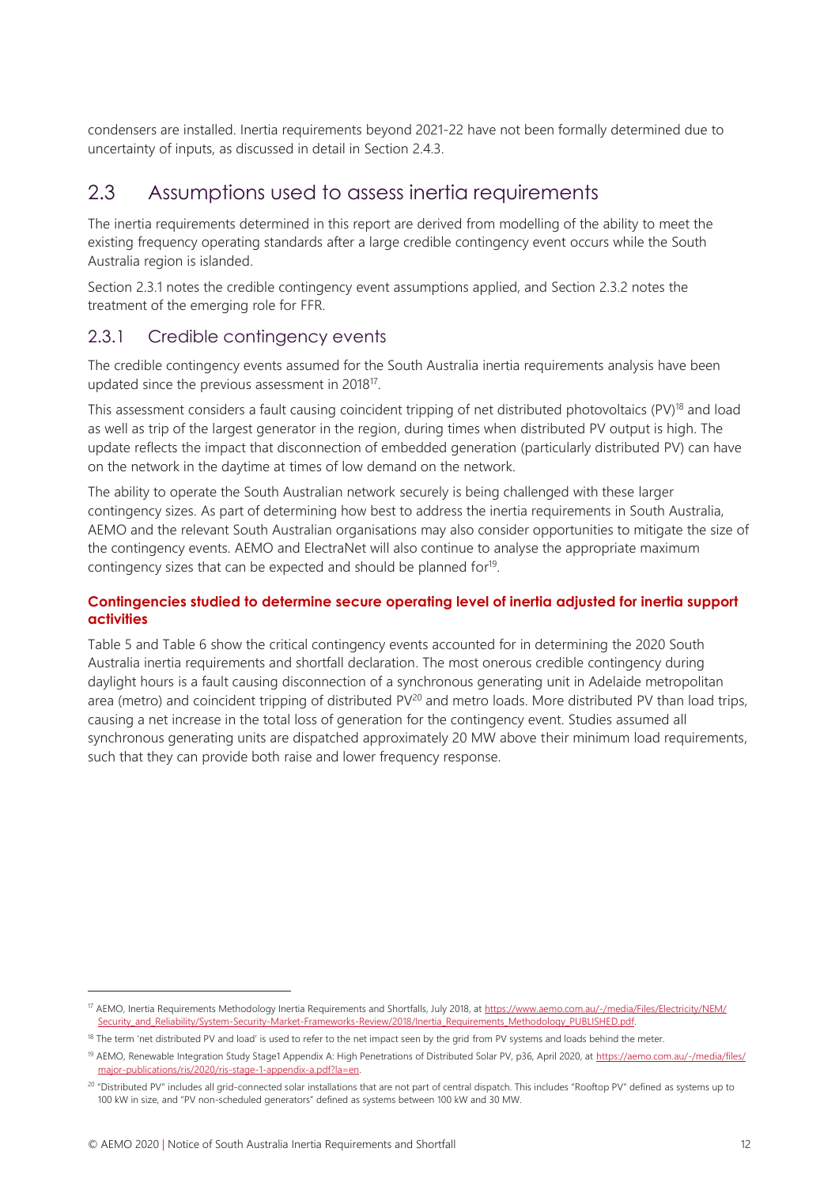condensers are installed. Inertia requirements beyond 2021-22 have not been formally determined due to uncertainty of inputs, as discussed in detail in Section 2.4.3.

## 2.3 Assumptions used to assess inertia requirements

The inertia requirements determined in this report are derived from modelling of the ability to meet the existing frequency operating standards after a large credible contingency event occurs while the South Australia region is islanded.

Section 2.3.1 notes the credible contingency event assumptions applied, and Section 2.3.2 notes the treatment of the emerging role for FFR.

### 2.3.1 Credible contingency events

The credible contingency events assumed for the South Australia inertia requirements analysis have been updated since the previous assessment in 2018[17].

This assessment considers a fault causing coincident tripping of net distributed photovoltaics (PV)[18] and load as well as trip of the largest generator in the region, during times when distributed PV output is high. The update reflects the impact that disconnection of embedded generation (particularly distributed PV) can have on the network in the daytime at times of low demand on the network.

The ability to operate the South Australian network securely is being challenged with these larger contingency sizes. As part of determining how best to address the inertia requirements in South Australia, AEMO and the relevant South Australian organisations may also consider opportunities to mitigate the size of the contingency events. AEMO and ElectraNet will also continue to analyse the appropriate maximum contingency sizes that can be expected and should be planned for[19].

**Contingencies studied to determine secure operating level of inertia adjusted for inertia support activities**

Table 5 and Table 6 show the critical contingency events accounted for in determining the 2020 South Australia inertia requirements and shortfall declaration. The most onerous credible contingency during daylight hours is a fault causing disconnection of a synchronous generating unit in Adelaide metropolitan area (metro) and coincident tripping of distributed PV[20] and metro loads. More distributed PV than load trips, causing a net increase in the total loss of generation for the contingency event. Studies assumed all synchronous generating units are dispatched approximately 20 MW above their minimum load requirements, such that they can provide both raise and lower frequency response.

---

[17] AEMO, Inertia Requirements Methodology Inertia Requirements and Shortfalls, July 2018, at https://www.aemo.com.au/-/media/Files/Electricity/NEM/Security_and_Reliability/System-Security-Market-Frameworks-Review/2018/Inertia_Requirements_Methodology_PUBLISHED.pdf.

[18] The term 'net distributed PV and load' is used to refer to the net impact seen by the grid from PV systems and loads behind the meter.

[19] AEMO, Renewable Integration Study Stage1 Appendix A: High Penetrations of Distributed Solar PV, p36, April 2020, at https://aemo.com.au/-/media/files/major-publications/ris/2020/ris-stage-1-appendix-a.pdf?la=en.

[20] "Distributed PV" includes all grid-connected solar installations that are not part of central dispatch. This includes "Rooftop PV" defined as systems up to 100 kW in size, and "PV non-scheduled generators" defined as systems between 100 kW and 30 MW.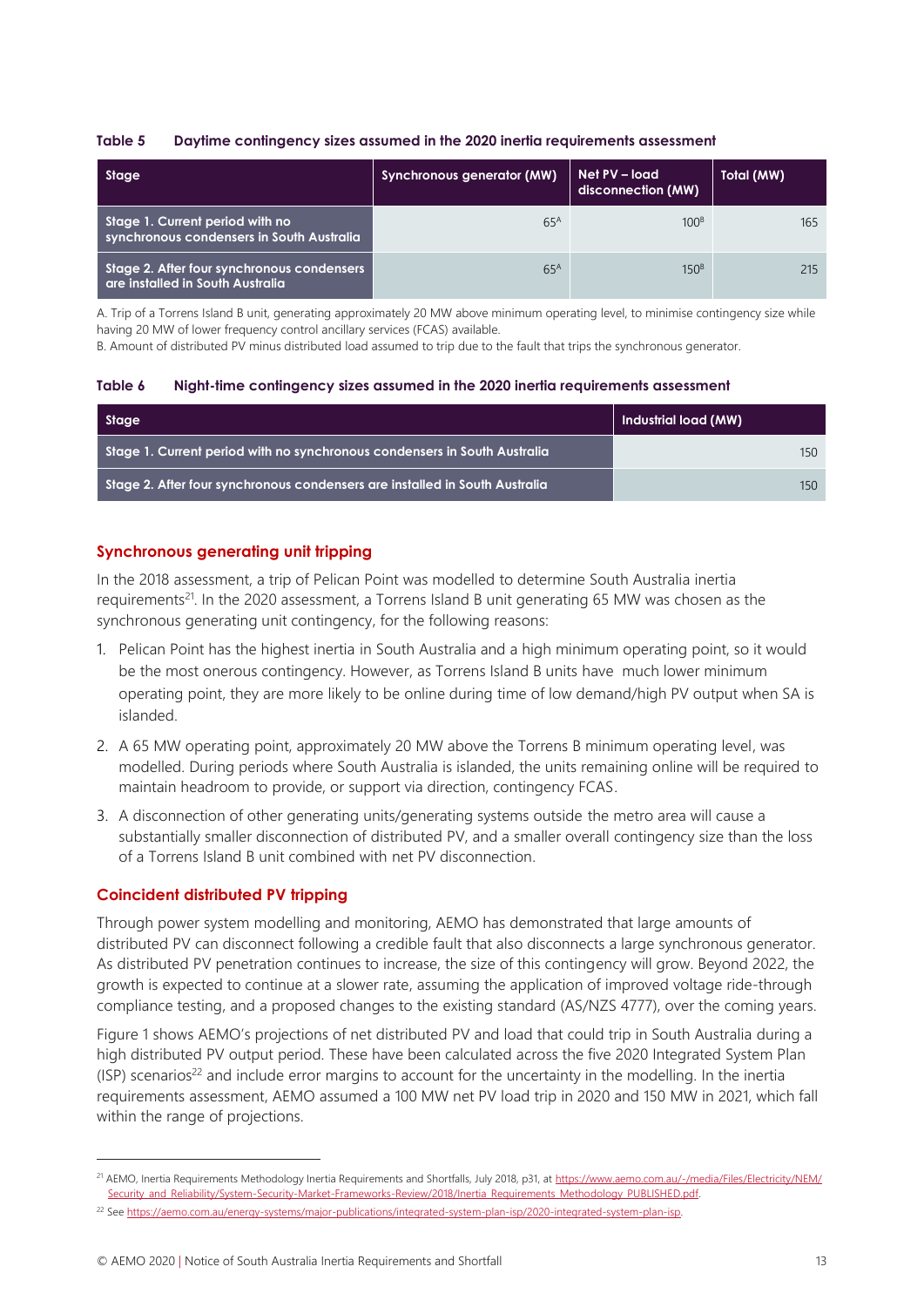**Table 5 Daytime contingency sizes assumed in the 2020 inertia requirements assessment**

| Stage | Synchronous generator (MW) | Net PV – load disconnection (MW) | Total (MW) |
|---|---|---|---|
| Stage 1. Current period with no synchronous condensers in South Australia | 65[A] | 100[B] | 165 |
| Stage 2. After four synchronous condensers are installed in South Australia | 65[A] | 150[B] | 215 |

A. Trip of a Torrens Island B unit, generating approximately 20 MW above minimum operating level, to minimise contingency size while having 20 MW of lower frequency control ancillary services (FCAS) available.
B. Amount of distributed PV minus distributed load assumed to trip due to the fault that trips the synchronous generator.

**Table 6 Night-time contingency sizes assumed in the 2020 inertia requirements assessment**

| Stage | Industrial load (MW) |
|---|---|
| Stage 1. Current period with no synchronous condensers in South Australia | 150 |
| Stage 2. After four synchronous condensers are installed in South Australia | 150 |

### Synchronous generating unit tripping

In the 2018 assessment, a trip of Pelican Point was modelled to determine South Australia inertia requirements[21]. In the 2020 assessment, a Torrens Island B unit generating 65 MW was chosen as the synchronous generating unit contingency, for the following reasons:

1. Pelican Point has the highest inertia in South Australia and a high minimum operating point, so it would be the most onerous contingency. However, as Torrens Island B units have much lower minimum operating point, they are more likely to be online during time of low demand/high PV output when SA is islanded.
2. A 65 MW operating point, approximately 20 MW above the Torrens B minimum operating level, was modelled. During periods where South Australia is islanded, the units remaining online will be required to maintain headroom to provide, or support via direction, contingency FCAS.
3. A disconnection of other generating units/generating systems outside the metro area will cause a substantially smaller disconnection of distributed PV, and a smaller overall contingency size than the loss of a Torrens Island B unit combined with net PV disconnection.

### Coincident distributed PV tripping

Through power system modelling and monitoring, AEMO has demonstrated that large amounts of distributed PV can disconnect following a credible fault that also disconnects a large synchronous generator. As distributed PV penetration continues to increase, the size of this contingency will grow. Beyond 2022, the growth is expected to continue at a slower rate, assuming the application of improved voltage ride-through compliance testing, and a proposed changes to the existing standard (AS/NZS 4777), over the coming years.

Figure 1 shows AEMO's projections of net distributed PV and load that could trip in South Australia during a high distributed PV output period. These have been calculated across the five 2020 Integrated System Plan (ISP) scenarios[22] and include error margins to account for the uncertainty in the modelling. In the inertia requirements assessment, AEMO assumed a 100 MW net PV load trip in 2020 and 150 MW in 2021, which fall within the range of projections.

---

[21] AEMO, Inertia Requirements Methodology Inertia Requirements and Shortfalls, July 2018, p31, at https://www.aemo.com.au/-/media/Files/Electricity/NEM/Security_and_Reliability/System-Security-Market-Frameworks-Review/2018/Inertia_Requirements_Methodology_PUBLISHED.pdf.

[22] See https://aemo.com.au/energy-systems/major-publications/integrated-system-plan-isp/2020-integrated-system-plan-isp.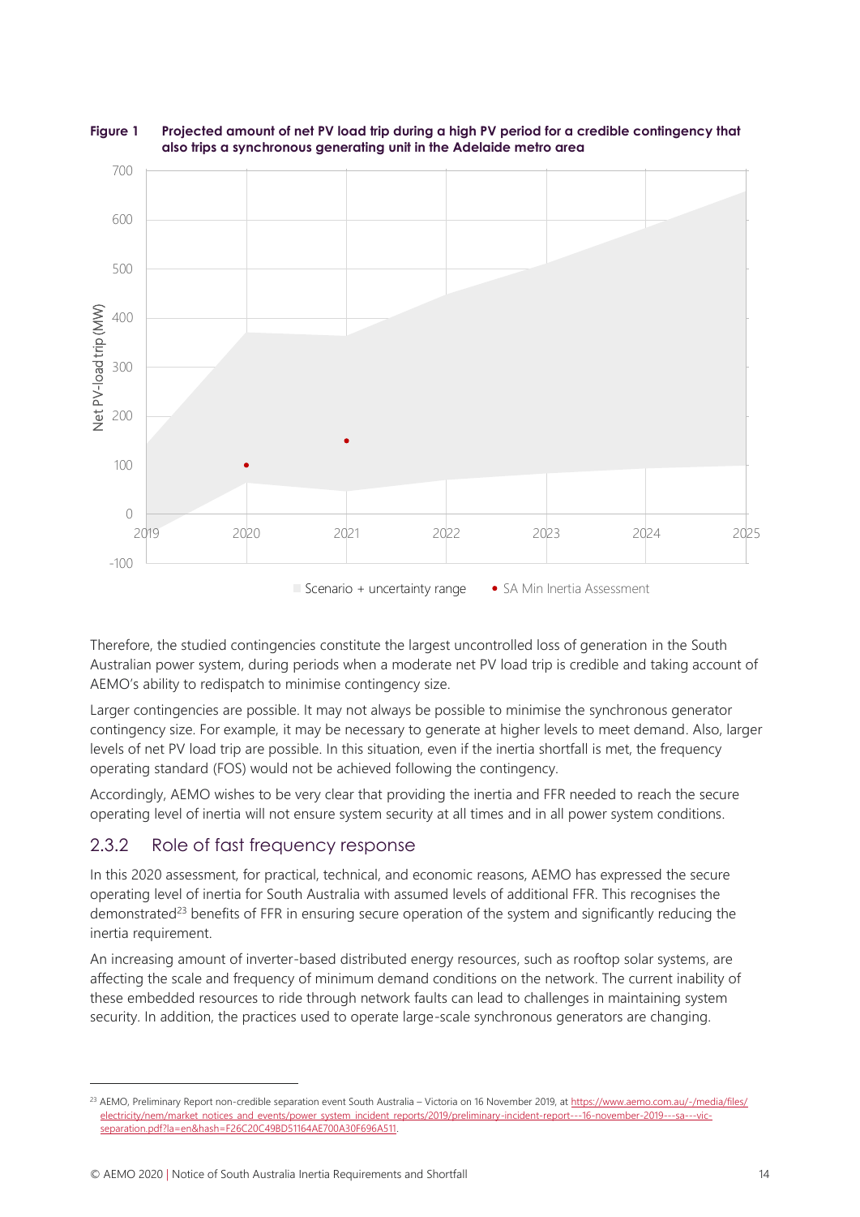**Figure 1 Projected amount of net PV load trip during a high PV period for a credible contingency that also trips a synchronous generating unit in the Adelaide metro area**

Therefore, the studied contingencies constitute the largest uncontrolled loss of generation in the South Australian power system, during periods when a moderate net PV load trip is credible and taking account of AEMO's ability to redispatch to minimise contingency size.

Larger contingencies are possible. It may not always be possible to minimise the synchronous generator contingency size. For example, it may be necessary to generate at higher levels to meet demand. Also, larger levels of net PV load trip are possible. In this situation, even if the inertia shortfall is met, the frequency operating standard (FOS) would not be achieved following the contingency.

Accordingly, AEMO wishes to be very clear that providing the inertia and FFR needed to reach the secure operating level of inertia will not ensure system security at all times and in all power system conditions.

### 2.3.2 Role of fast frequency response

In this 2020 assessment, for practical, technical, and economic reasons, AEMO has expressed the secure operating level of inertia for South Australia with assumed levels of additional FFR. This recognises the demonstrated[23] benefits of FFR in ensuring secure operation of the system and significantly reducing the inertia requirement.

An increasing amount of inverter-based distributed energy resources, such as rooftop solar systems, are affecting the scale and frequency of minimum demand conditions on the network. The current inability of these embedded resources to ride through network faults can lead to challenges in maintaining system security. In addition, the practices used to operate large-scale synchronous generators are changing.

[23] AEMO, Preliminary Report non-credible separation event South Australia – Victoria on 16 November 2019, at https://www.aemo.com.au/-/media/files/electricity/nem/market_notices_and_events/power_system_incident_reports/2019/preliminary-incident-report---16-november-2019---sa---vic-separation.pdf?la=en&hash=F26C20C49BD51164AE700A30F696A511.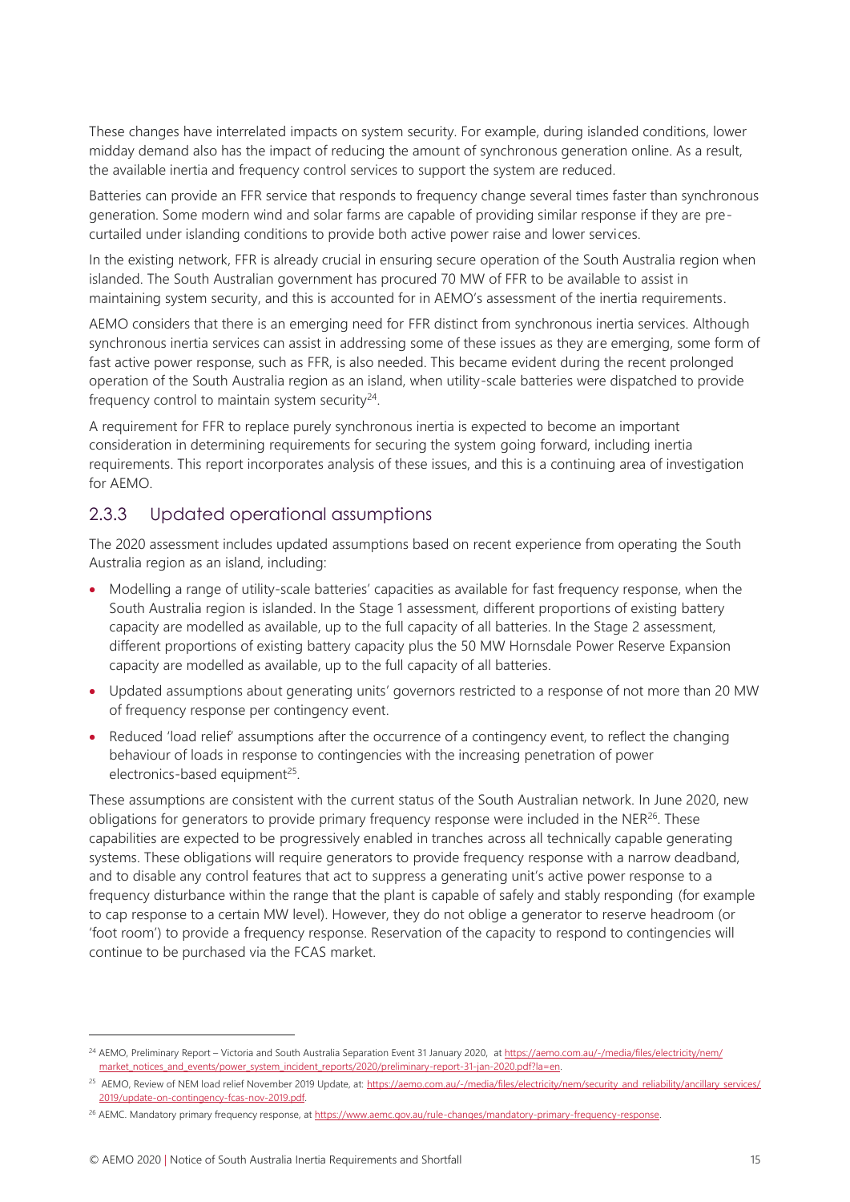These changes have interrelated impacts on system security. For example, during islanded conditions, lower midday demand also has the impact of reducing the amount of synchronous generation online. As a result, the available inertia and frequency control services to support the system are reduced.

Batteries can provide an FFR service that responds to frequency change several times faster than synchronous generation. Some modern wind and solar farms are capable of providing similar response if they are pre-curtailed under islanding conditions to provide both active power raise and lower services.

In the existing network, FFR is already crucial in ensuring secure operation of the South Australia region when islanded. The South Australian government has procured 70 MW of FFR to be available to assist in maintaining system security, and this is accounted for in AEMO's assessment of the inertia requirements.

AEMO considers that there is an emerging need for FFR distinct from synchronous inertia services. Although synchronous inertia services can assist in addressing some of these issues as they are emerging, some form of fast active power response, such as FFR, is also needed. This became evident during the recent prolonged operation of the South Australia region as an island, when utility-scale batteries were dispatched to provide frequency control to maintain system security[24].

A requirement for FFR to replace purely synchronous inertia is expected to become an important consideration in determining requirements for securing the system going forward, including inertia requirements. This report incorporates analysis of these issues, and this is a continuing area of investigation for AEMO.

### 2.3.3 Updated operational assumptions

The 2020 assessment includes updated assumptions based on recent experience from operating the South Australia region as an island, including:

- Modelling a range of utility-scale batteries' capacities as available for fast frequency response, when the South Australia region is islanded. In the Stage 1 assessment, different proportions of existing battery capacity are modelled as available, up to the full capacity of all batteries. In the Stage 2 assessment, different proportions of existing battery capacity plus the 50 MW Hornsdale Power Reserve Expansion capacity are modelled as available, up to the full capacity of all batteries.
- Updated assumptions about generating units' governors restricted to a response of not more than 20 MW of frequency response per contingency event.
- Reduced 'load relief' assumptions after the occurrence of a contingency event, to reflect the changing behaviour of loads in response to contingencies with the increasing penetration of power electronics-based equipment[25].

These assumptions are consistent with the current status of the South Australian network. In June 2020, new obligations for generators to provide primary frequency response were included in the NER[26]. These capabilities are expected to be progressively enabled in tranches across all technically capable generating systems. These obligations will require generators to provide frequency response with a narrow deadband, and to disable any control features that act to suppress a generating unit's active power response to a frequency disturbance within the range that the plant is capable of safely and stably responding (for example to cap response to a certain MW level). However, they do not oblige a generator to reserve headroom (or 'foot room') to provide a frequency response. Reservation of the capacity to respond to contingencies will continue to be purchased via the FCAS market.

---

[24] AEMO, Preliminary Report – Victoria and South Australia Separation Event 31 January 2020, at https://aemo.com.au/-/media/files/electricity/nem/market_notices_and_events/power_system_incident_reports/2020/preliminary-report-31-jan-2020.pdf?la=en.

[25] AEMO, Review of NEM load relief November 2019 Update, at: https://aemo.com.au/-/media/files/electricity/nem/security_and_reliability/ancillary_services/2019/update-on-contingency-fcas-nov-2019.pdf.

[26] AEMC. Mandatory primary frequency response, at https://www.aemc.gov.au/rule-changes/mandatory-primary-frequency-response.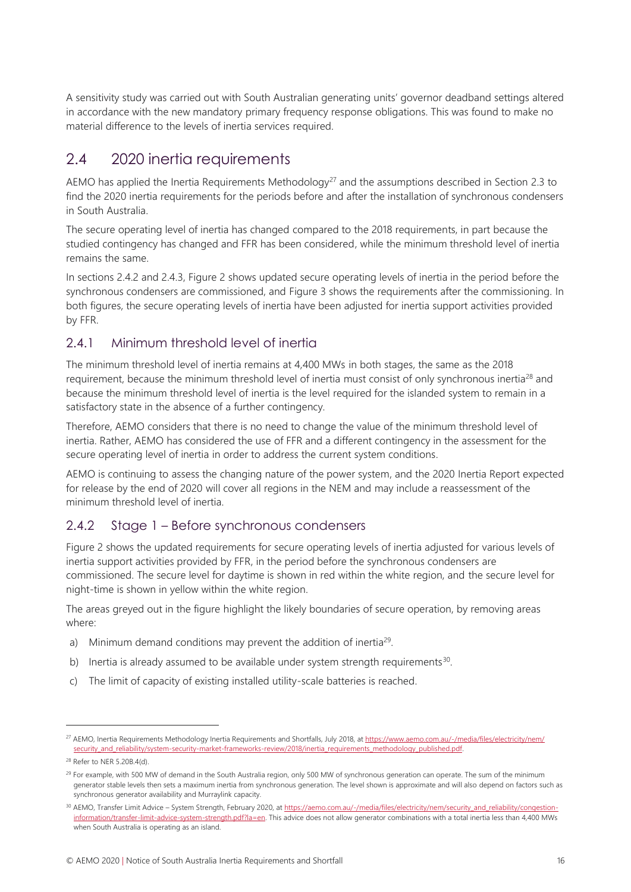A sensitivity study was carried out with South Australian generating units' governor deadband settings altered in accordance with the new mandatory primary frequency response obligations. This was found to make no material difference to the levels of inertia services required.

## 2.4 2020 inertia requirements

AEMO has applied the Inertia Requirements Methodology[27] and the assumptions described in Section 2.3 to find the 2020 inertia requirements for the periods before and after the installation of synchronous condensers in South Australia.

The secure operating level of inertia has changed compared to the 2018 requirements, in part because the studied contingency has changed and FFR has been considered, while the minimum threshold level of inertia remains the same.

In sections 2.4.2 and 2.4.3, Figure 2 shows updated secure operating levels of inertia in the period before the synchronous condensers are commissioned, and Figure 3 shows the requirements after the commissioning. In both figures, the secure operating levels of inertia have been adjusted for inertia support activities provided by FFR.

### 2.4.1 Minimum threshold level of inertia

The minimum threshold level of inertia remains at 4,400 MWs in both stages, the same as the 2018 requirement, because the minimum threshold level of inertia must consist of only synchronous inertia[28] and because the minimum threshold level of inertia is the level required for the islanded system to remain in a satisfactory state in the absence of a further contingency.

Therefore, AEMO considers that there is no need to change the value of the minimum threshold level of inertia. Rather, AEMO has considered the use of FFR and a different contingency in the assessment for the secure operating level of inertia in order to address the current system conditions.

AEMO is continuing to assess the changing nature of the power system, and the 2020 Inertia Report expected for release by the end of 2020 will cover all regions in the NEM and may include a reassessment of the minimum threshold level of inertia.

### 2.4.2 Stage 1 – Before synchronous condensers

Figure 2 shows the updated requirements for secure operating levels of inertia adjusted for various levels of inertia support activities provided by FFR, in the period before the synchronous condensers are commissioned. The secure level for daytime is shown in red within the white region, and the secure level for night-time is shown in yellow within the white region.

The areas greyed out in the figure highlight the likely boundaries of secure operation, by removing areas where:

a) Minimum demand conditions may prevent the addition of inertia[29].

b) Inertia is already assumed to be available under system strength requirements[30].

c) The limit of capacity of existing installed utility-scale batteries is reached.

---

[27] AEMO, Inertia Requirements Methodology Inertia Requirements and Shortfalls, July 2018, at https://www.aemo.com.au/-/media/files/electricity/nem/security_and_reliability/system-security-market-frameworks-review/2018/inertia_requirements_methodology_published.pdf.

[28] Refer to NER 5.20B.4(d).

[29] For example, with 500 MW of demand in the South Australia region, only 500 MW of synchronous generation can operate. The sum of the minimum generator stable levels then sets a maximum inertia from synchronous generation. The level shown is approximate and will also depend on factors such as synchronous generator availability and Murraylink capacity.

[30] AEMO, Transfer Limit Advice – System Strength, February 2020, at https://aemo.com.au/-/media/files/electricity/nem/security_and_reliability/congestion-information/transfer-limit-advice-system-strength.pdf?la=en. This advice does not allow generator combinations with a total inertia less than 4,400 MWs when South Australia is operating as an island.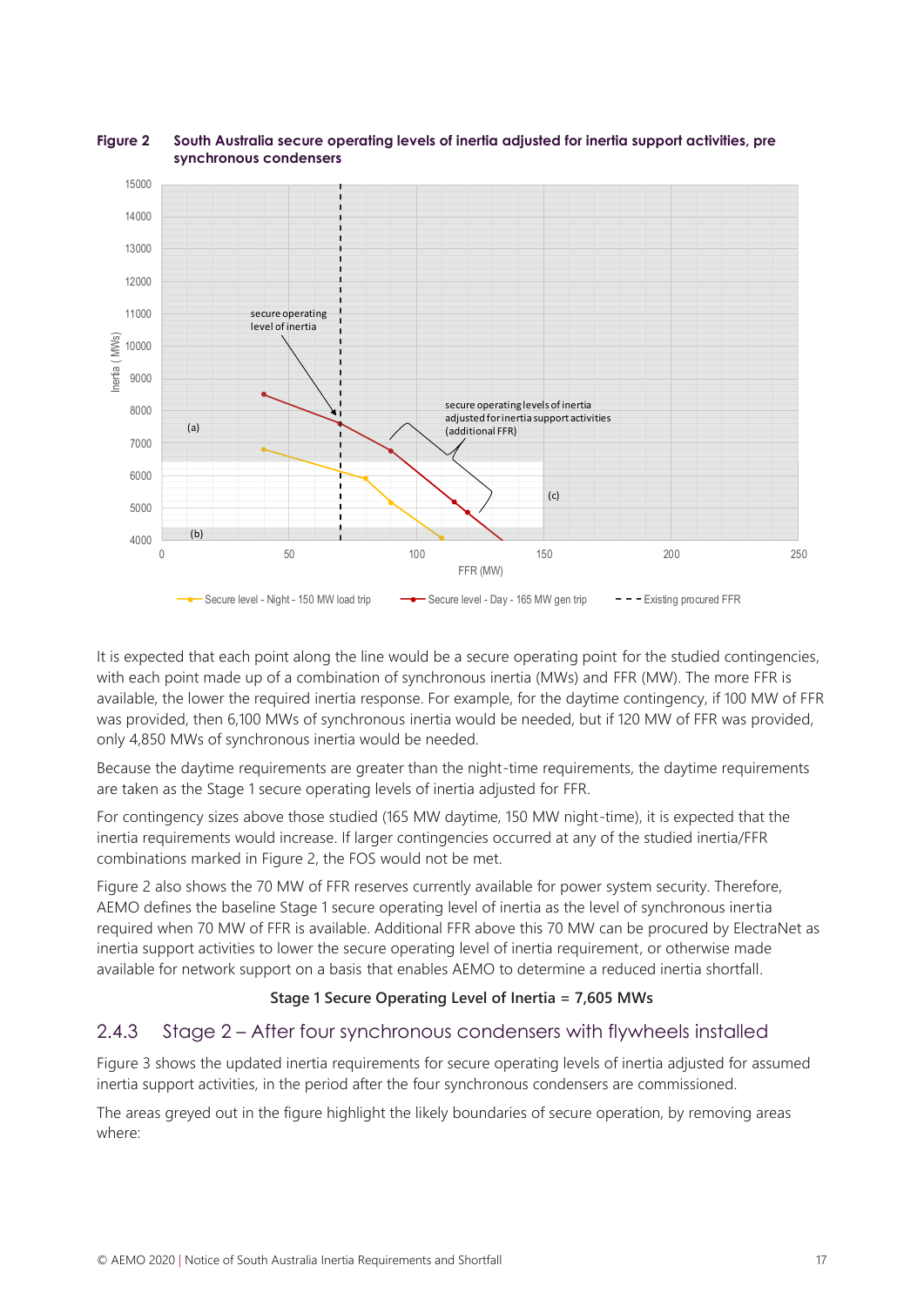**Figure 2 South Australia secure operating levels of inertia adjusted for inertia support activities, pre synchronous condensers**

It is expected that each point along the line would be a secure operating point for the studied contingencies, with each point made up of a combination of synchronous inertia (MWs) and FFR (MW). The more FFR is available, the lower the required inertia response. For example, for the daytime contingency, if 100 MW of FFR was provided, then 6,100 MWs of synchronous inertia would be needed, but if 120 MW of FFR was provided, only 4,850 MWs of synchronous inertia would be needed.

Because the daytime requirements are greater than the night-time requirements, the daytime requirements are taken as the Stage 1 secure operating levels of inertia adjusted for FFR.

For contingency sizes above those studied (165 MW daytime, 150 MW night-time), it is expected that the inertia requirements would increase. If larger contingencies occurred at any of the studied inertia/FFR combinations marked in Figure 2, the FOS would not be met.

Figure 2 also shows the 70 MW of FFR reserves currently available for power system security. Therefore, AEMO defines the baseline Stage 1 secure operating level of inertia as the level of synchronous inertia required when 70 MW of FFR is available. Additional FFR above this 70 MW can be procured by ElectraNet as inertia support activities to lower the secure operating level of inertia requirement, or otherwise made available for network support on a basis that enables AEMO to determine a reduced inertia shortfall.

**Stage 1 Secure Operating Level of Inertia = 7,605 MWs**

### 2.4.3 Stage 2 – After four synchronous condensers with flywheels installed

Figure 3 shows the updated inertia requirements for secure operating levels of inertia adjusted for assumed inertia support activities, in the period after the four synchronous condensers are commissioned.

The areas greyed out in the figure highlight the likely boundaries of secure operation, by removing areas where: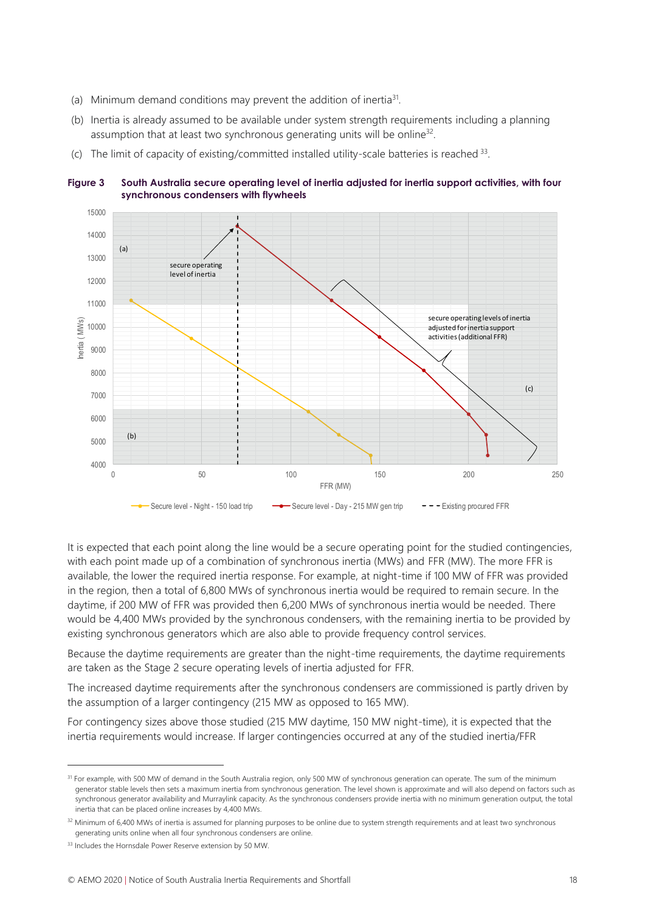(a) Minimum demand conditions may prevent the addition of inertia[31].

(b) Inertia is already assumed to be available under system strength requirements including a planning assumption that at least two synchronous generating units will be online[32].

(c) The limit of capacity of existing/committed installed utility-scale batteries is reached [33].

**Figure 3 South Australia secure operating level of inertia adjusted for inertia support activities, with four synchronous condensers with flywheels**

It is expected that each point along the line would be a secure operating point for the studied contingencies, with each point made up of a combination of synchronous inertia (MWs) and FFR (MW). The more FFR is available, the lower the required inertia response. For example, at night-time if 100 MW of FFR was provided in the region, then a total of 6,800 MWs of synchronous inertia would be required to remain secure. In the daytime, if 200 MW of FFR was provided then 6,200 MWs of synchronous inertia would be needed. There would be 4,400 MWs provided by the synchronous condensers, with the remaining inertia to be provided by existing synchronous generators which are also able to provide frequency control services.

Because the daytime requirements are greater than the night-time requirements, the daytime requirements are taken as the Stage 2 secure operating levels of inertia adjusted for FFR.

The increased daytime requirements after the synchronous condensers are commissioned is partly driven by the assumption of a larger contingency (215 MW as opposed to 165 MW).

For contingency sizes above those studied (215 MW daytime, 150 MW night-time), it is expected that the inertia requirements would increase. If larger contingencies occurred at any of the studied inertia/FFR

---

[31] For example, with 500 MW of demand in the South Australia region, only 500 MW of synchronous generation can operate. The sum of the minimum generator stable levels then sets a maximum inertia from synchronous generation. The level shown is approximate and will also depend on factors such as synchronous generator availability and Murraylink capacity. As the synchronous condensers provide inertia with no minimum generation output, the total inertia that can be placed online increases by 4,400 MWs.

[32] Minimum of 6,400 MWs of inertia is assumed for planning purposes to be online due to system strength requirements and at least two synchronous generating units online when all four synchronous condensers are online.

[33] Includes the Hornsdale Power Reserve extension by 50 MW.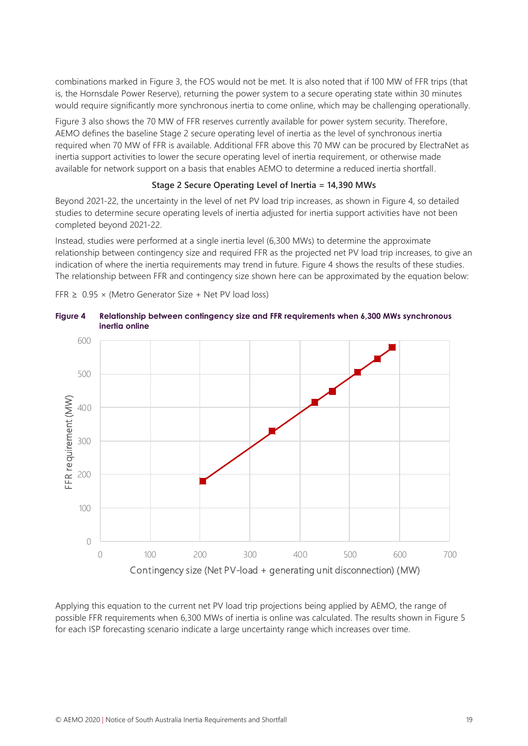combinations marked in Figure 3, the FOS would not be met. It is also noted that if 100 MW of FFR trips (that is, the Hornsdale Power Reserve), returning the power system to a secure operating state within 30 minutes would require significantly more synchronous inertia to come online, which may be challenging operationally.

Figure 3 also shows the 70 MW of FFR reserves currently available for power system security. Therefore, AEMO defines the baseline Stage 2 secure operating level of inertia as the level of synchronous inertia required when 70 MW of FFR is available. Additional FFR above this 70 MW can be procured by ElectraNet as inertia support activities to lower the secure operating level of inertia requirement, or otherwise made available for network support on a basis that enables AEMO to determine a reduced inertia shortfall.

**Stage 2 Secure Operating Level of Inertia = 14,390 MWs**

Beyond 2021-22, the uncertainty in the level of net PV load trip increases, as shown in Figure 4, so detailed studies to determine secure operating levels of inertia adjusted for inertia support activities have not been completed beyond 2021-22.

Instead, studies were performed at a single inertia level (6,300 MWs) to determine the approximate relationship between contingency size and required FFR as the projected net PV load trip increases, to give an indication of where the inertia requirements may trend in future. Figure 4 shows the results of these studies. The relationship between FFR and contingency size shown here can be approximated by the equation below:

$$\text{FFR} \geq 0.95 \times (\text{Metro Generator Size} + \text{Net PV load loss})$$

**Figure 4 Relationship between contingency size and FFR requirements when 6,300 MWs synchronous inertia online**

Applying this equation to the current net PV load trip projections being applied by AEMO, the range of possible FFR requirements when 6,300 MWs of inertia is online was calculated. The results shown in Figure 5 for each ISP forecasting scenario indicate a large uncertainty range which increases over time.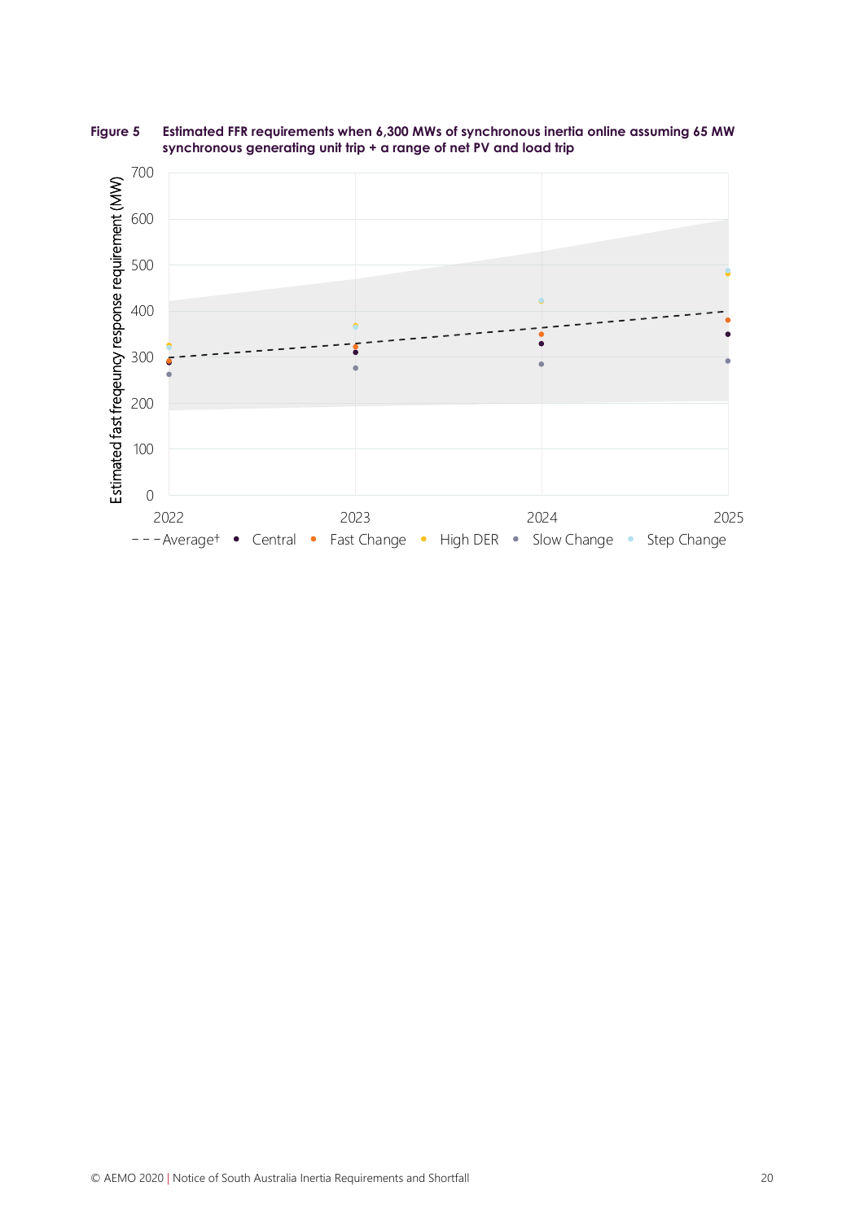**Figure 5 Estimated FFR requirements when 6,300 MWs of synchronous inertia online assuming 65 MW synchronous generating unit trip + a range of net PV and load trip**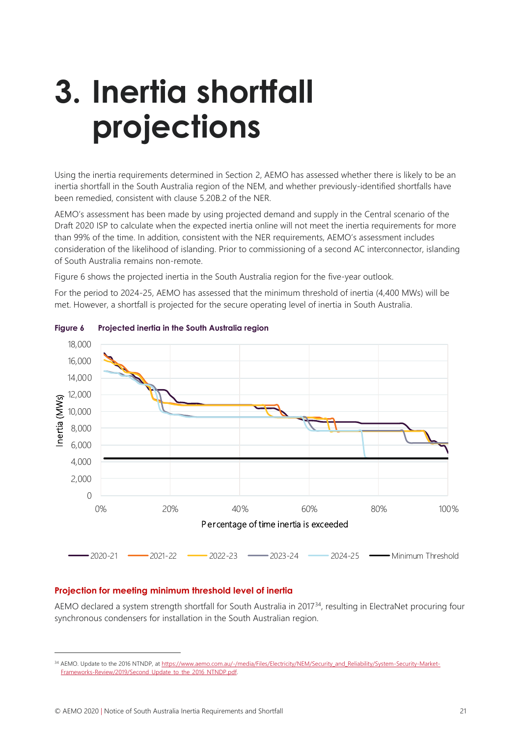# 3. Inertia shortfall projections

Using the inertia requirements determined in Section 2, AEMO has assessed whether there is likely to be an inertia shortfall in the South Australia region of the NEM, and whether previously-identified shortfalls have been remedied, consistent with clause 5.20B.2 of the NER.

AEMO's assessment has been made by using projected demand and supply in the Central scenario of the Draft 2020 ISP to calculate when the expected inertia online will not meet the inertia requirements for more than 99% of the time. In addition, consistent with the NER requirements, AEMO's assessment includes consideration of the likelihood of islanding. Prior to commissioning of a second AC interconnector, islanding of South Australia remains non-remote.

Figure 6 shows the projected inertia in the South Australia region for the five-year outlook.

For the period to 2024-25, AEMO has assessed that the minimum threshold of inertia (4,400 MWs) will be met. However, a shortfall is projected for the secure operating level of inertia in South Australia.

**Figure 6 Projected inertia in the South Australia region**

### Projection for meeting minimum threshold level of inertia

AEMO declared a system strength shortfall for South Australia in 2017[34], resulting in ElectraNet procuring four synchronous condensers for installation in the South Australian region.

[34] AEMO. Update to the 2016 NTNDP, at https://www.aemo.com.au/-/media/Files/Electricity/NEM/Security_and_Reliability/System-Security-Market-Frameworks-Review/2019/Second_Update_to_the_2016_NTNDP.pdf.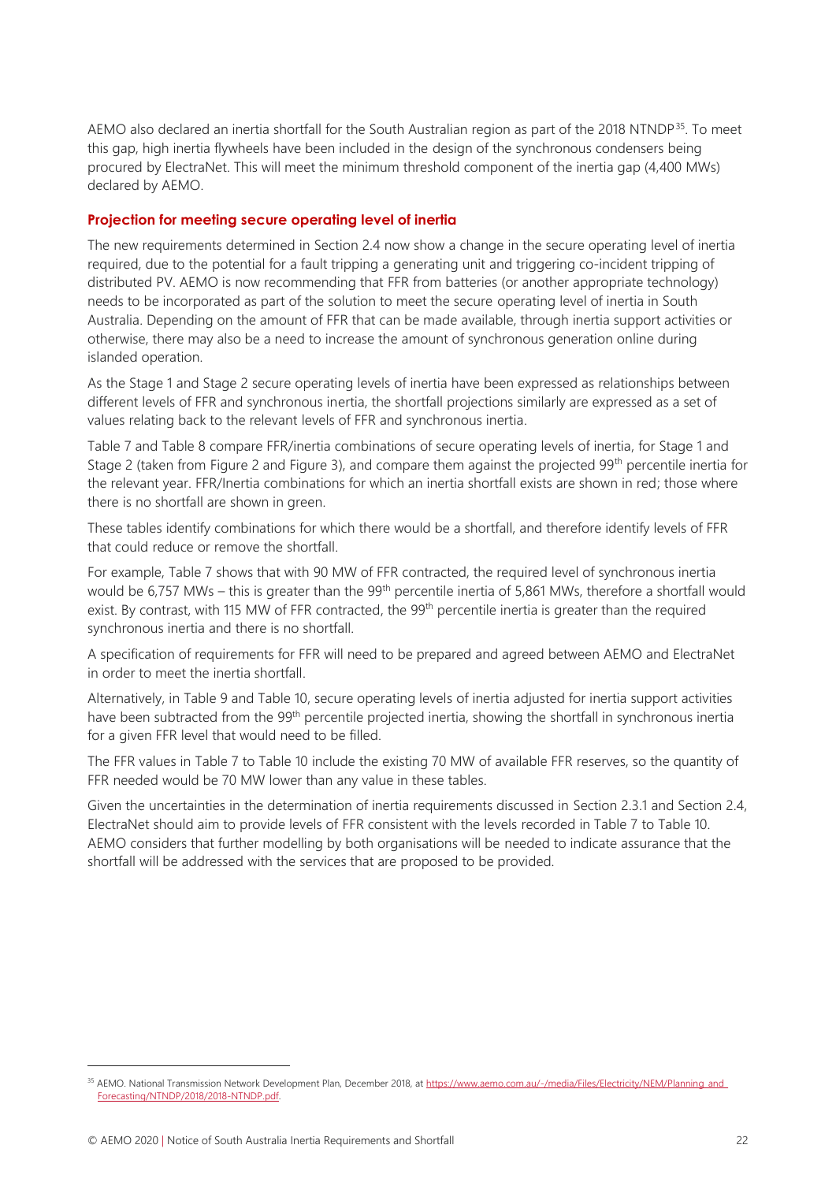AEMO also declared an inertia shortfall for the South Australian region as part of the 2018 NTNDP[35]. To meet this gap, high inertia flywheels have been included in the design of the synchronous condensers being procured by ElectraNet. This will meet the minimum threshold component of the inertia gap (4,400 MWs) declared by AEMO.

### Projection for meeting secure operating level of inertia

The new requirements determined in Section 2.4 now show a change in the secure operating level of inertia required, due to the potential for a fault tripping a generating unit and triggering co-incident tripping of distributed PV. AEMO is now recommending that FFR from batteries (or another appropriate technology) needs to be incorporated as part of the solution to meet the secure operating level of inertia in South Australia. Depending on the amount of FFR that can be made available, through inertia support activities or otherwise, there may also be a need to increase the amount of synchronous generation online during islanded operation.

As the Stage 1 and Stage 2 secure operating levels of inertia have been expressed as relationships between different levels of FFR and synchronous inertia, the shortfall projections similarly are expressed as a set of values relating back to the relevant levels of FFR and synchronous inertia.

Table 7 and Table 8 compare FFR/inertia combinations of secure operating levels of inertia, for Stage 1 and Stage 2 (taken from Figure 2 and Figure 3), and compare them against the projected 99th percentile inertia for the relevant year. FFR/Inertia combinations for which an inertia shortfall exists are shown in red; those where there is no shortfall are shown in green.

These tables identify combinations for which there would be a shortfall, and therefore identify levels of FFR that could reduce or remove the shortfall.

For example, Table 7 shows that with 90 MW of FFR contracted, the required level of synchronous inertia would be 6,757 MWs – this is greater than the 99th percentile inertia of 5,861 MWs, therefore a shortfall would exist. By contrast, with 115 MW of FFR contracted, the 99th percentile inertia is greater than the required synchronous inertia and there is no shortfall.

A specification of requirements for FFR will need to be prepared and agreed between AEMO and ElectraNet in order to meet the inertia shortfall.

Alternatively, in Table 9 and Table 10, secure operating levels of inertia adjusted for inertia support activities have been subtracted from the 99th percentile projected inertia, showing the shortfall in synchronous inertia for a given FFR level that would need to be filled.

The FFR values in Table 7 to Table 10 include the existing 70 MW of available FFR reserves, so the quantity of FFR needed would be 70 MW lower than any value in these tables.

Given the uncertainties in the determination of inertia requirements discussed in Section 2.3.1 and Section 2.4, ElectraNet should aim to provide levels of FFR consistent with the levels recorded in Table 7 to Table 10. AEMO considers that further modelling by both organisations will be needed to indicate assurance that the shortfall will be addressed with the services that are proposed to be provided.

[35] AEMO. National Transmission Network Development Plan, December 2018, at https://www.aemo.com.au/-/media/Files/Electricity/NEM/Planning_and_Forecasting/NTNDP/2018/2018-NTNDP.pdf.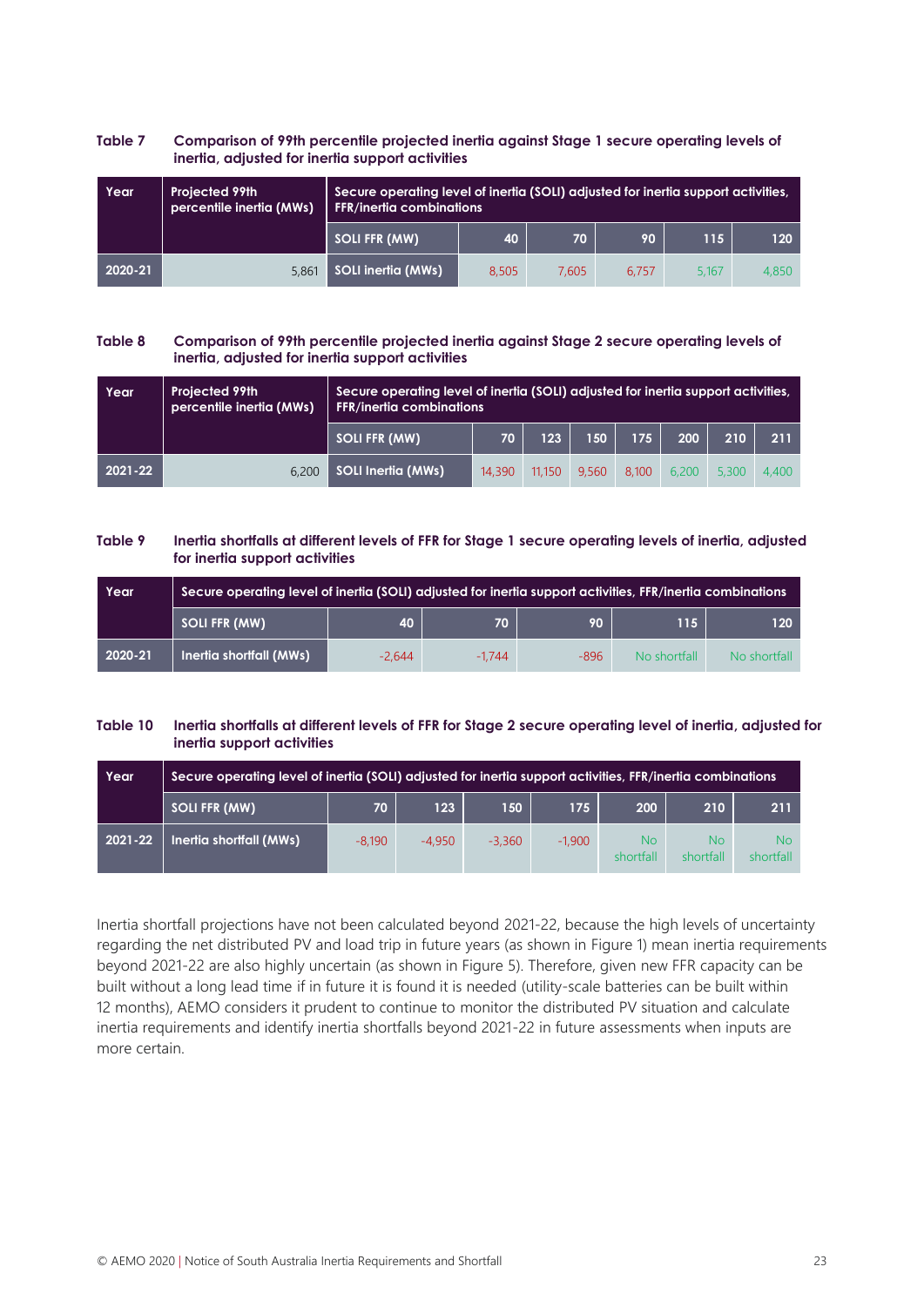**Table 7 Comparison of 99th percentile projected inertia against Stage 1 secure operating levels of inertia, adjusted for inertia support activities**

| Year | Projected 99th percentile inertia (MWs) | Secure operating level of inertia (SOLI) adjusted for inertia support activities, FFR/inertia combinations | | | | | |
|---|---|---|---|---|---|---|---|
| | | SOLI FFR (MW) | 40 | 70 | 90 | 115 | 120 |
| 2020-21 | 5,861 | SOLI inertia (MWs) | 8,505 | 7,605 | 6,757 | 5,167 | 4,850 |

**Table 8 Comparison of 99th percentile projected inertia against Stage 2 secure operating levels of inertia, adjusted for inertia support activities**

| Year | Projected 99th percentile inertia (MWs) | Secure operating level of inertia (SOLI) adjusted for inertia support activities, FFR/inertia combinations | | | | | | | |
|---|---|---|---|---|---|---|---|---|---|
| | | SOLI FFR (MW) | 70 | 123 | 150 | 175 | 200 | 210 | 211 |
| 2021-22 | 6,200 | SOLI Inertia (MWs) | 14,390 | 11,150 | 9,560 | 8,100 | 6,200 | 5,300 | 4,400 |

**Table 9 Inertia shortfalls at different levels of FFR for Stage 1 secure operating levels of inertia, adjusted for inertia support activities**

| Year | Secure operating level of inertia (SOLI) adjusted for inertia support activities, FFR/inertia combinations | | | | | |
|---|---|---|---|---|---|---|
| | SOLI FFR (MW) | 40 | 70 | 90 | 115 | 120 |
| 2020-21 | Inertia shortfall (MWs) | -2,644 | -1,744 | -896 | No shortfall | No shortfall |

**Table 10 Inertia shortfalls at different levels of FFR for Stage 2 secure operating level of inertia, adjusted for inertia support activities**

| Year | Secure operating level of inertia (SOLI) adjusted for inertia support activities, FFR/inertia combinations | | | | | | | |
|---|---|---|---|---|---|---|---|---|
| | SOLI FFR (MW) | 70 | 123 | 150 | 175 | 200 | 210 | 211 |
| 2021-22 | Inertia shortfall (MWs) | -8,190 | -4,950 | -3,360 | -1,900 | No shortfall | No shortfall | No shortfall |

Inertia shortfall projections have not been calculated beyond 2021-22, because the high levels of uncertainty regarding the net distributed PV and load trip in future years (as shown in Figure 1) mean inertia requirements beyond 2021-22 are also highly uncertain (as shown in Figure 5). Therefore, given new FFR capacity can be built without a long lead time if in future it is found it is needed (utility-scale batteries can be built within 12 months), AEMO considers it prudent to continue to monitor the distributed PV situation and calculate inertia requirements and identify inertia shortfalls beyond 2021-22 in future assessments when inputs are more certain.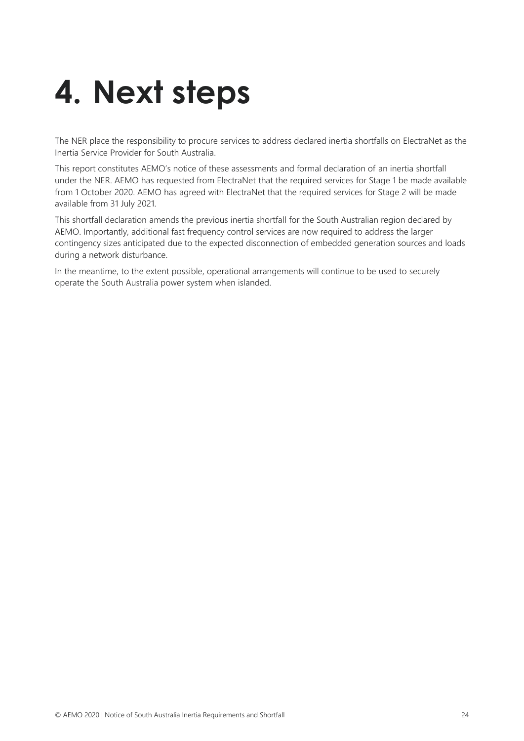# 4. Next steps

The NER place the responsibility to procure services to address declared inertia shortfalls on ElectraNet as the Inertia Service Provider for South Australia.

This report constitutes AEMO's notice of these assessments and formal declaration of an inertia shortfall under the NER. AEMO has requested from ElectraNet that the required services for Stage 1 be made available from 1 October 2020. AEMO has agreed with ElectraNet that the required services for Stage 2 will be made available from 31 July 2021.

This shortfall declaration amends the previous inertia shortfall for the South Australian region declared by AEMO. Importantly, additional fast frequency control services are now required to address the larger contingency sizes anticipated due to the expected disconnection of embedded generation sources and loads during a network disturbance.

In the meantime, to the extent possible, operational arrangements will continue to be used to securely operate the South Australia power system when islanded.